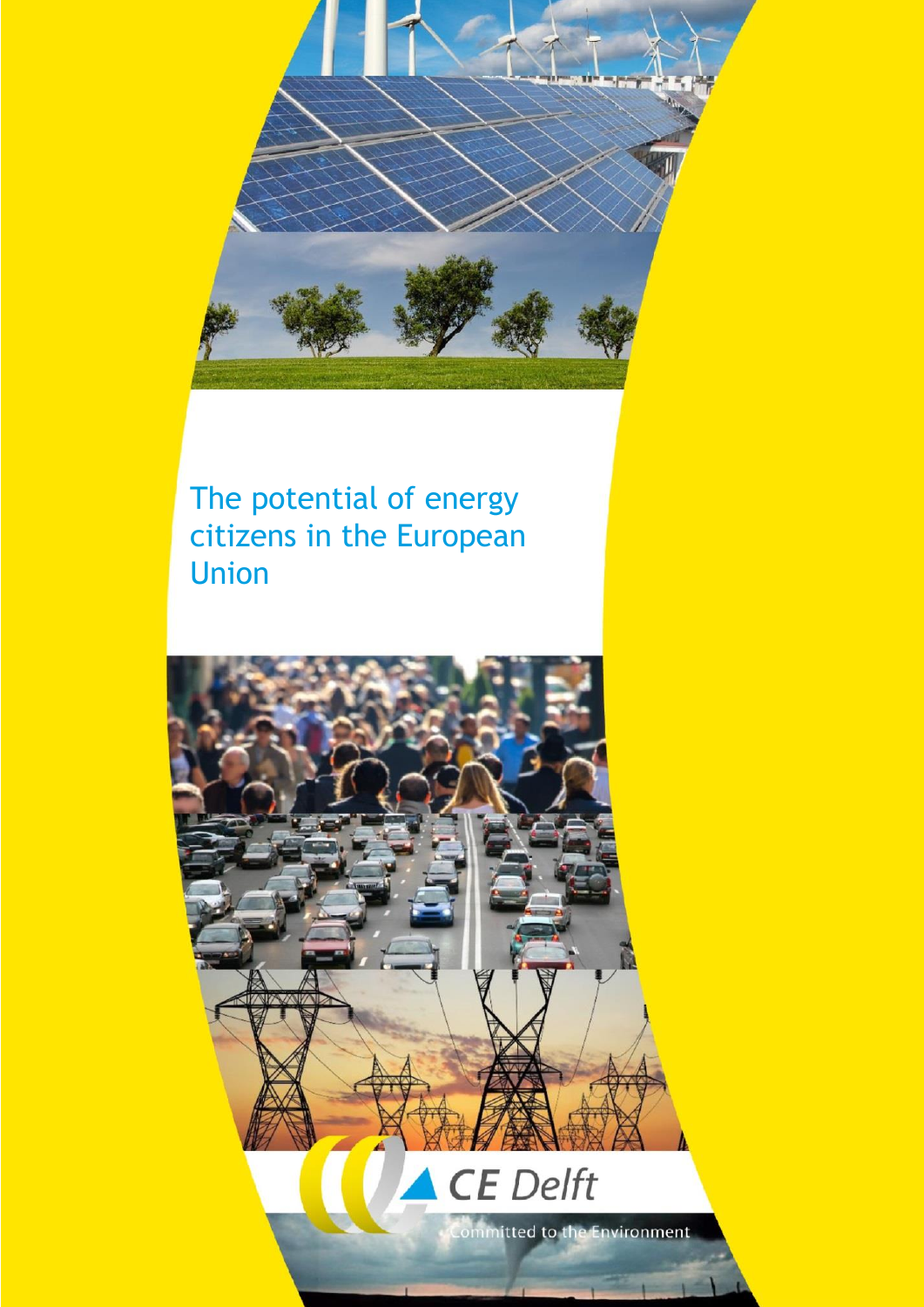# The potential of energy citizens in the European Union

CE Delft

Committed to the Environment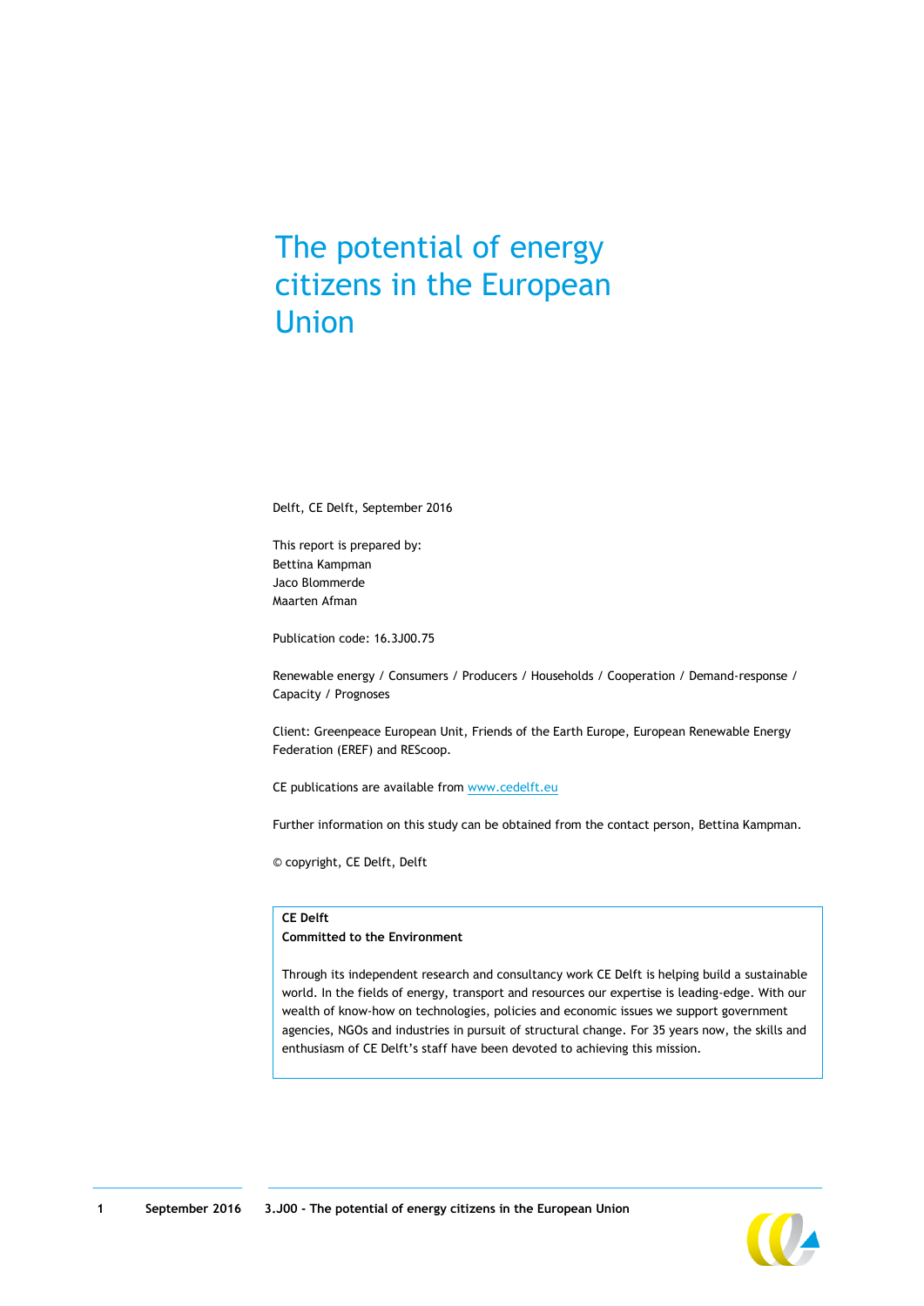# The potential of energy citizens in the European Union

Delft, CE Delft, September 2016

This report is prepared by:
Bettina Kampman
Jaco Blommerde
Maarten Afman

Publication code: 16.3J00.75

Renewable energy / Consumers / Producers / Households / Cooperation / Demand-response / Capacity / Prognoses

Client: Greenpeace European Unit, Friends of the Earth Europe, European Renewable Energy Federation (EREF) and REScoop.

CE publications are available from www.cedelft.eu

Further information on this study can be obtained from the contact person, Bettina Kampman.

© copyright, CE Delft, Delft

**CE Delft**
**Committed to the Environment**

Through its independent research and consultancy work CE Delft is helping build a sustainable world. In the fields of energy, transport and resources our expertise is leading-edge. With our wealth of know-how on technologies, policies and economic issues we support government agencies, NGOs and industries in pursuit of structural change. For 35 years now, the skills and enthusiasm of CE Delft's staff have been devoted to achieving this mission.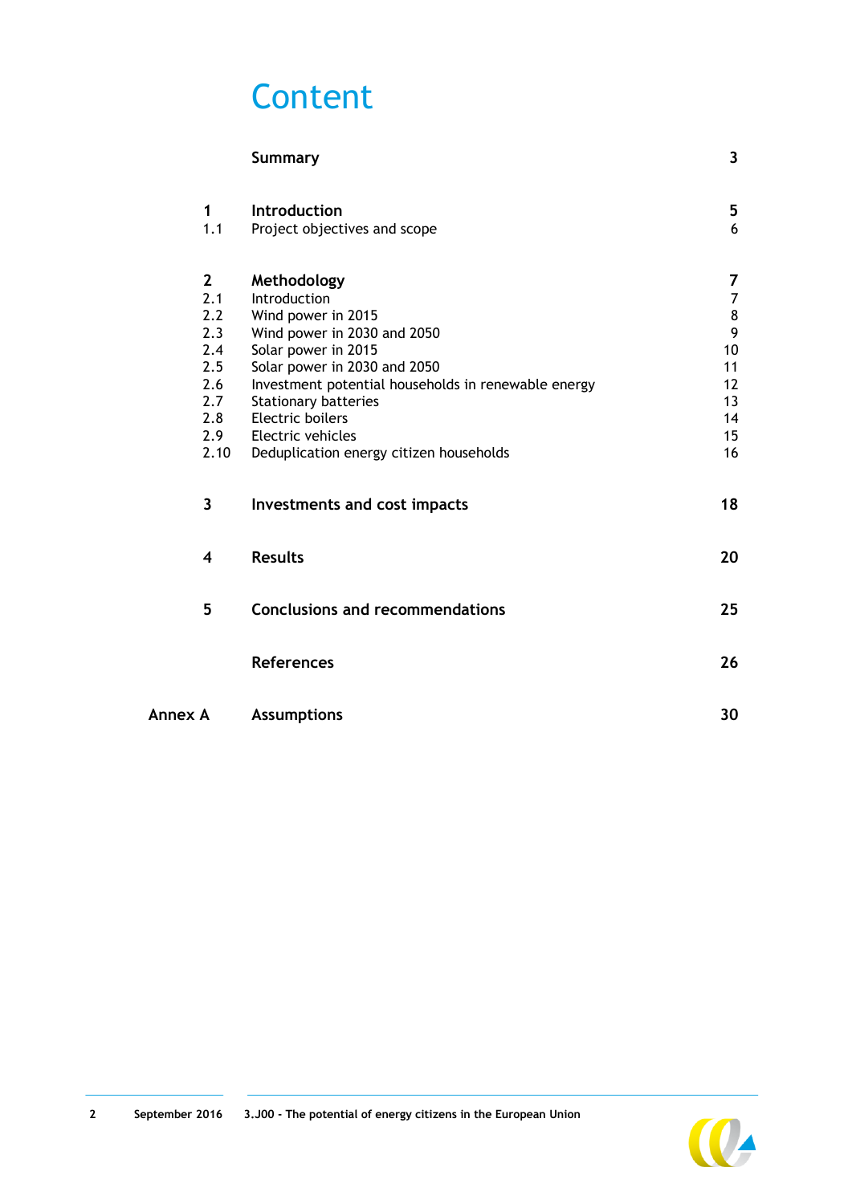# Content

| | | |
|---|---|---|
| | **Summary** | **3** |
| **1** | **Introduction** | **5** |
| 1.1 | Project objectives and scope | 6 |
| **2** | **Methodology** | **7** |
| 2.1 | Introduction | 7 |
| 2.2 | Wind power in 2015 | 8 |
| 2.3 | Wind power in 2030 and 2050 | 9 |
| 2.4 | Solar power in 2015 | 10 |
| 2.5 | Solar power in 2030 and 2050 | 11 |
| 2.6 | Investment potential households in renewable energy | 12 |
| 2.7 | Stationary batteries | 13 |
| 2.8 | Electric boilers | 14 |
| 2.9 | Electric vehicles | 15 |
| 2.10 | Deduplication energy citizen households | 16 |
| **3** | **Investments and cost impacts** | **18** |
| **4** | **Results** | **20** |
| **5** | **Conclusions and recommendations** | **25** |
| | **References** | **26** |
| **Annex A** | **Assumptions** | **30** |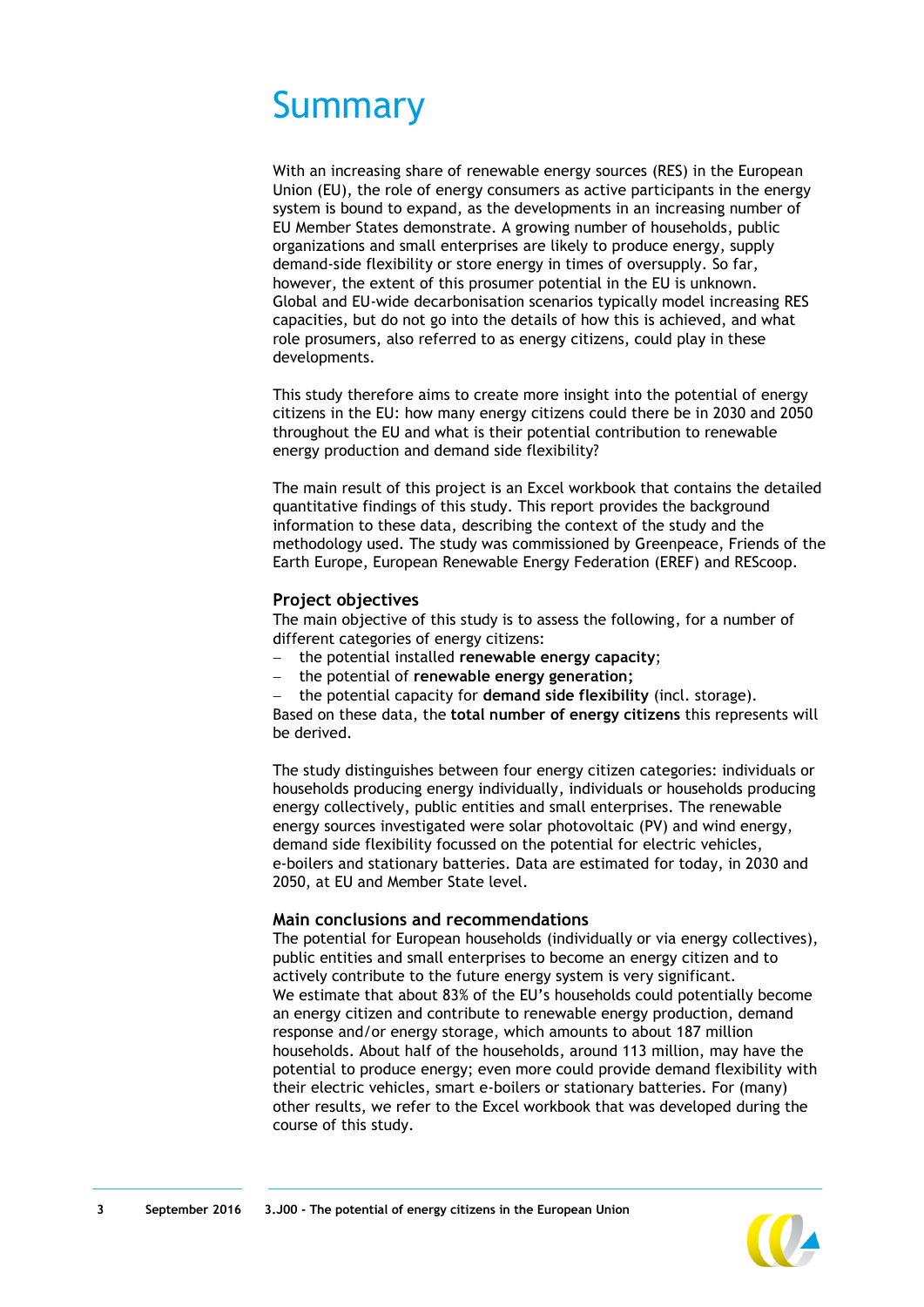# Summary

With an increasing share of renewable energy sources (RES) in the European Union (EU), the role of energy consumers as active participants in the energy system is bound to expand, as the developments in an increasing number of EU Member States demonstrate. A growing number of households, public organizations and small enterprises are likely to produce energy, supply demand-side flexibility or store energy in times of oversupply. So far, however, the extent of this prosumer potential in the EU is unknown. Global and EU-wide decarbonisation scenarios typically model increasing RES capacities, but do not go into the details of how this is achieved, and what role prosumers, also referred to as energy citizens, could play in these developments.

This study therefore aims to create more insight into the potential of energy citizens in the EU: how many energy citizens could there be in 2030 and 2050 throughout the EU and what is their potential contribution to renewable energy production and demand side flexibility?

The main result of this project is an Excel workbook that contains the detailed quantitative findings of this study. This report provides the background information to these data, describing the context of the study and the methodology used. The study was commissioned by Greenpeace, Friends of the Earth Europe, European Renewable Energy Federation (EREF) and REScoop.

### Project objectives

The main objective of this study is to assess the following, for a number of different categories of energy citizens:

- the potential installed **renewable energy capacity**;
- the potential of **renewable energy generation;**
- the potential capacity for **demand side flexibility** (incl. storage).

Based on these data, the **total number of energy citizens** this represents will be derived.

The study distinguishes between four energy citizen categories: individuals or households producing energy individually, individuals or households producing energy collectively, public entities and small enterprises. The renewable energy sources investigated were solar photovoltaic (PV) and wind energy, demand side flexibility focussed on the potential for electric vehicles, e-boilers and stationary batteries. Data are estimated for today, in 2030 and 2050, at EU and Member State level.

### Main conclusions and recommendations

The potential for European households (individually or via energy collectives), public entities and small enterprises to become an energy citizen and to actively contribute to the future energy system is very significant.
We estimate that about 83% of the EU's households could potentially become an energy citizen and contribute to renewable energy production, demand response and/or energy storage, which amounts to about 187 million households. About half of the households, around 113 million, may have the potential to produce energy; even more could provide demand flexibility with their electric vehicles, smart e-boilers or stationary batteries. For (many) other results, we refer to the Excel workbook that was developed during the course of this study.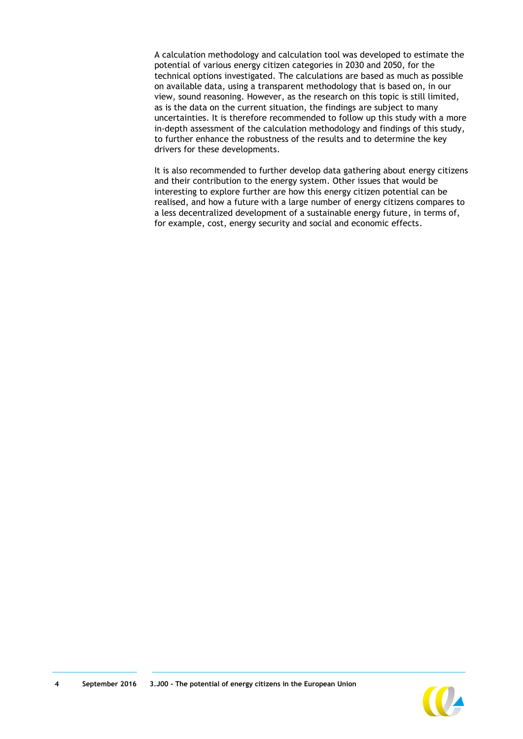A calculation methodology and calculation tool was developed to estimate the potential of various energy citizen categories in 2030 and 2050, for the technical options investigated. The calculations are based as much as possible on available data, using a transparent methodology that is based on, in our view, sound reasoning. However, as the research on this topic is still limited, as is the data on the current situation, the findings are subject to many uncertainties. It is therefore recommended to follow up this study with a more in-depth assessment of the calculation methodology and findings of this study, to further enhance the robustness of the results and to determine the key drivers for these developments.

It is also recommended to further develop data gathering about energy citizens and their contribution to the energy system. Other issues that would be interesting to explore further are how this energy citizen potential can be realised, and how a future with a large number of energy citizens compares to a less decentralized development of a sustainable energy future, in terms of, for example, cost, energy security and social and economic effects.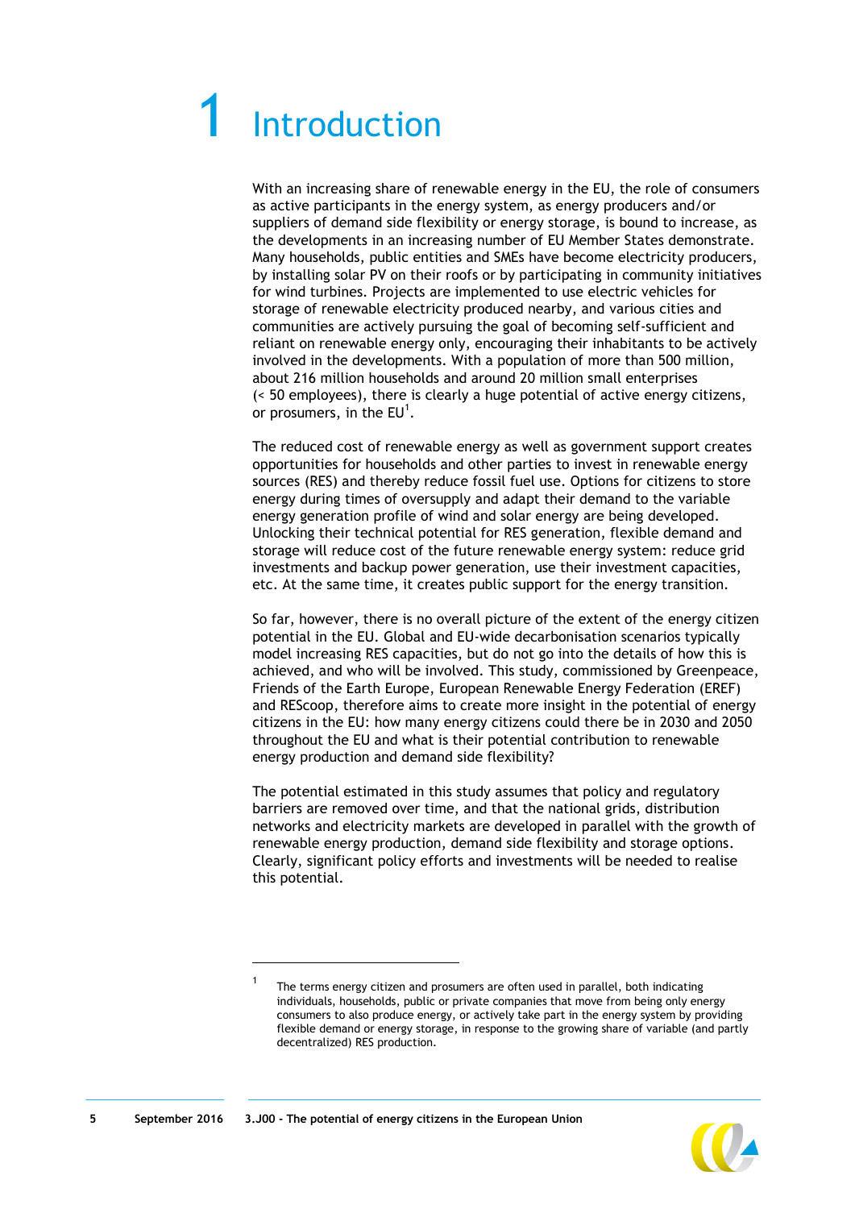# 1 Introduction

With an increasing share of renewable energy in the EU, the role of consumers as active participants in the energy system, as energy producers and/or suppliers of demand side flexibility or energy storage, is bound to increase, as the developments in an increasing number of EU Member States demonstrate. Many households, public entities and SMEs have become electricity producers, by installing solar PV on their roofs or by participating in community initiatives for wind turbines. Projects are implemented to use electric vehicles for storage of renewable electricity produced nearby, and various cities and communities are actively pursuing the goal of becoming self-sufficient and reliant on renewable energy only, encouraging their inhabitants to be actively involved in the developments. With a population of more than 500 million, about 216 million households and around 20 million small enterprises (< 50 employees), there is clearly a huge potential of active energy citizens, or prosumers, in the EU[1].

The reduced cost of renewable energy as well as government support creates opportunities for households and other parties to invest in renewable energy sources (RES) and thereby reduce fossil fuel use. Options for citizens to store energy during times of oversupply and adapt their demand to the variable energy generation profile of wind and solar energy are being developed. Unlocking their technical potential for RES generation, flexible demand and storage will reduce cost of the future renewable energy system: reduce grid investments and backup power generation, use their investment capacities, etc. At the same time, it creates public support for the energy transition.

So far, however, there is no overall picture of the extent of the energy citizen potential in the EU. Global and EU-wide decarbonisation scenarios typically model increasing RES capacities, but do not go into the details of how this is achieved, and who will be involved. This study, commissioned by Greenpeace, Friends of the Earth Europe, European Renewable Energy Federation (EREF) and REScoop, therefore aims to create more insight in the potential of energy citizens in the EU: how many energy citizens could there be in 2030 and 2050 throughout the EU and what is their potential contribution to renewable energy production and demand side flexibility?

The potential estimated in this study assumes that policy and regulatory barriers are removed over time, and that the national grids, distribution networks and electricity markets are developed in parallel with the growth of renewable energy production, demand side flexibility and storage options. Clearly, significant policy efforts and investments will be needed to realise this potential.

[1] The terms energy citizen and prosumers are often used in parallel, both indicating individuals, households, public or private companies that move from being only energy consumers to also produce energy, or actively take part in the energy system by providing flexible demand or energy storage, in response to the growing share of variable (and partly decentralized) RES production.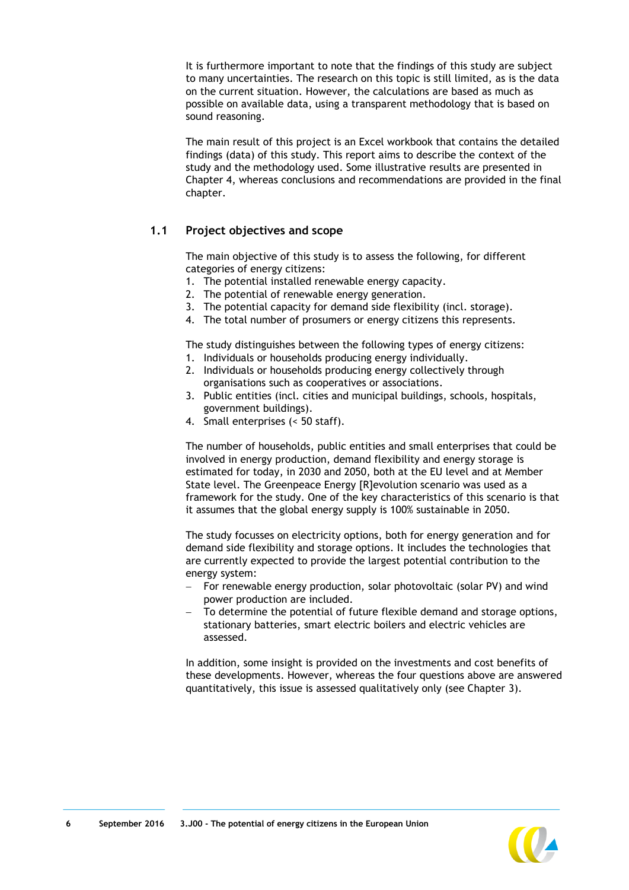It is furthermore important to note that the findings of this study are subject to many uncertainties. The research on this topic is still limited, as is the data on the current situation. However, the calculations are based as much as possible on available data, using a transparent methodology that is based on sound reasoning.

The main result of this project is an Excel workbook that contains the detailed findings (data) of this study. This report aims to describe the context of the study and the methodology used. Some illustrative results are presented in Chapter 4, whereas conclusions and recommendations are provided in the final chapter.

## 1.1 Project objectives and scope

The main objective of this study is to assess the following, for different categories of energy citizens:

1. The potential installed renewable energy capacity.
2. The potential of renewable energy generation.
3. The potential capacity for demand side flexibility (incl. storage).
4. The total number of prosumers or energy citizens this represents.

The study distinguishes between the following types of energy citizens:

1. Individuals or households producing energy individually.
2. Individuals or households producing energy collectively through organisations such as cooperatives or associations.
3. Public entities (incl. cities and municipal buildings, schools, hospitals, government buildings).
4. Small enterprises (< 50 staff).

The number of households, public entities and small enterprises that could be involved in energy production, demand flexibility and energy storage is estimated for today, in 2030 and 2050, both at the EU level and at Member State level. The Greenpeace Energy [R]evolution scenario was used as a framework for the study. One of the key characteristics of this scenario is that it assumes that the global energy supply is 100% sustainable in 2050.

The study focusses on electricity options, both for energy generation and for demand side flexibility and storage options. It includes the technologies that are currently expected to provide the largest potential contribution to the energy system:

- For renewable energy production, solar photovoltaic (solar PV) and wind power production are included.
- To determine the potential of future flexible demand and storage options, stationary batteries, smart electric boilers and electric vehicles are assessed.

In addition, some insight is provided on the investments and cost benefits of these developments. However, whereas the four questions above are answered quantitatively, this issue is assessed qualitatively only (see Chapter 3).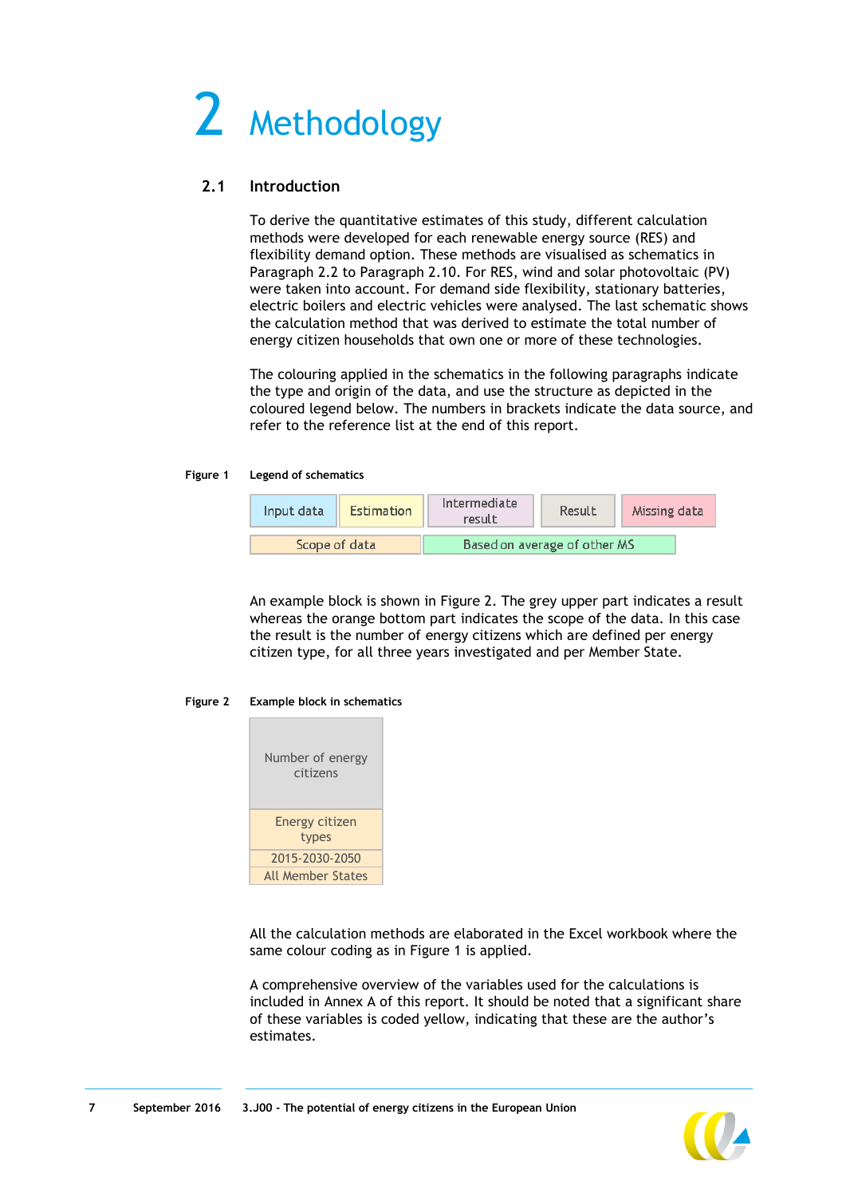# 2 Methodology

## 2.1 Introduction

To derive the quantitative estimates of this study, different calculation methods were developed for each renewable energy source (RES) and flexibility demand option. These methods are visualised as schematics in Paragraph 2.2 to Paragraph 2.10. For RES, wind and solar photovoltaic (PV) were taken into account. For demand side flexibility, stationary batteries, electric boilers and electric vehicles were analysed. The last schematic shows the calculation method that was derived to estimate the total number of energy citizen households that own one or more of these technologies.

The colouring applied in the schematics in the following paragraphs indicate the type and origin of the data, and use the structure as depicted in the coloured legend below. The numbers in brackets indicate the data source, and refer to the reference list at the end of this report.

**Figure 1 Legend of schematics**

| Input data | Estimation | Intermediate result | Result | Missing data |
|---|---|---|---|---|
| Scope of data | | Based on average of other MS | | |

An example block is shown in Figure 2. The grey upper part indicates a result whereas the orange bottom part indicates the scope of the data. In this case the result is the number of energy citizens which are defined per energy citizen type, for all three years investigated and per Member State.

**Figure 2 Example block in schematics**

| Number of energy citizens |
|---|
| Energy citizen types |
| 2015-2030-2050 |
| All Member States |

All the calculation methods are elaborated in the Excel workbook where the same colour coding as in Figure 1 is applied.

A comprehensive overview of the variables used for the calculations is included in Annex A of this report. It should be noted that a significant share of these variables is coded yellow, indicating that these are the author's estimates.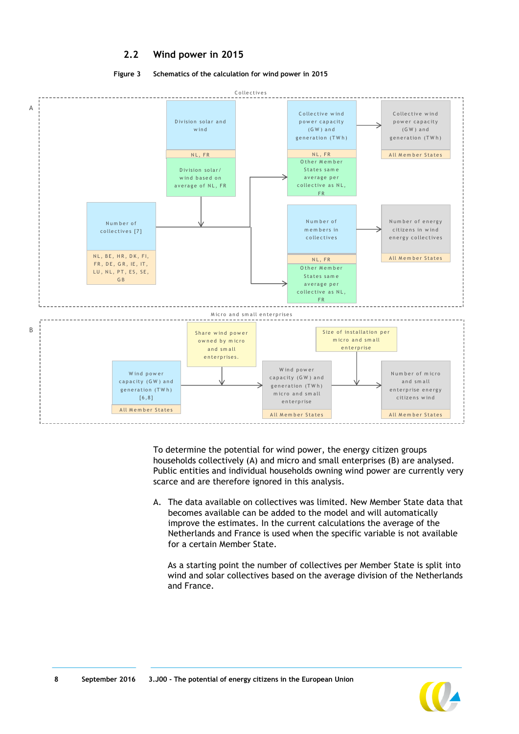## 2.2 Wind power in 2015

**Figure 3 Schematics of the calculation for wind power in 2015**

A — Collectives

- Number of collectives [7] — NL, BE, HR, DK, FI, FR, DE, GR, IE, IT, LU, NL, PT, ES, SE, GB
- Division solar and wind — NL, FR; Division solar/wind based on average of NL, FR
- Collective wind power capacity (GW) and generation (TWh) — NL, FR; Other Member States same average per collective as NL, FR
- Collective wind power capacity (GW) and generation (TWh) — All Member States
- Number of members in collectives — NL, FR; Other Member States same average per collective as NL, FR
- Number of energy citizens in wind energy collectives — All Member States

B — Micro and small enterprises

- Wind power capacity (GW) and generation (TWh) [6,8] — All Member States
- Share wind power owned by micro and small enterprises.
- Wind power capacity (GW) and generation (TWh) micro and small enterprise — All Member States
- Size of installation per micro and small enterprise
- Number of micro and small enterprise energy citizens wind — All Member States

To determine the potential for wind power, the energy citizen groups households collectively (A) and micro and small enterprises (B) are analysed. Public entities and individual households owning wind power are currently very scarce and are therefore ignored in this analysis.

A. The data available on collectives was limited. New Member State data that becomes available can be added to the model and will automatically improve the estimates. In the current calculations the average of the Netherlands and France is used when the specific variable is not available for a certain Member State.

   As a starting point the number of collectives per Member State is split into wind and solar collectives based on the average division of the Netherlands and France.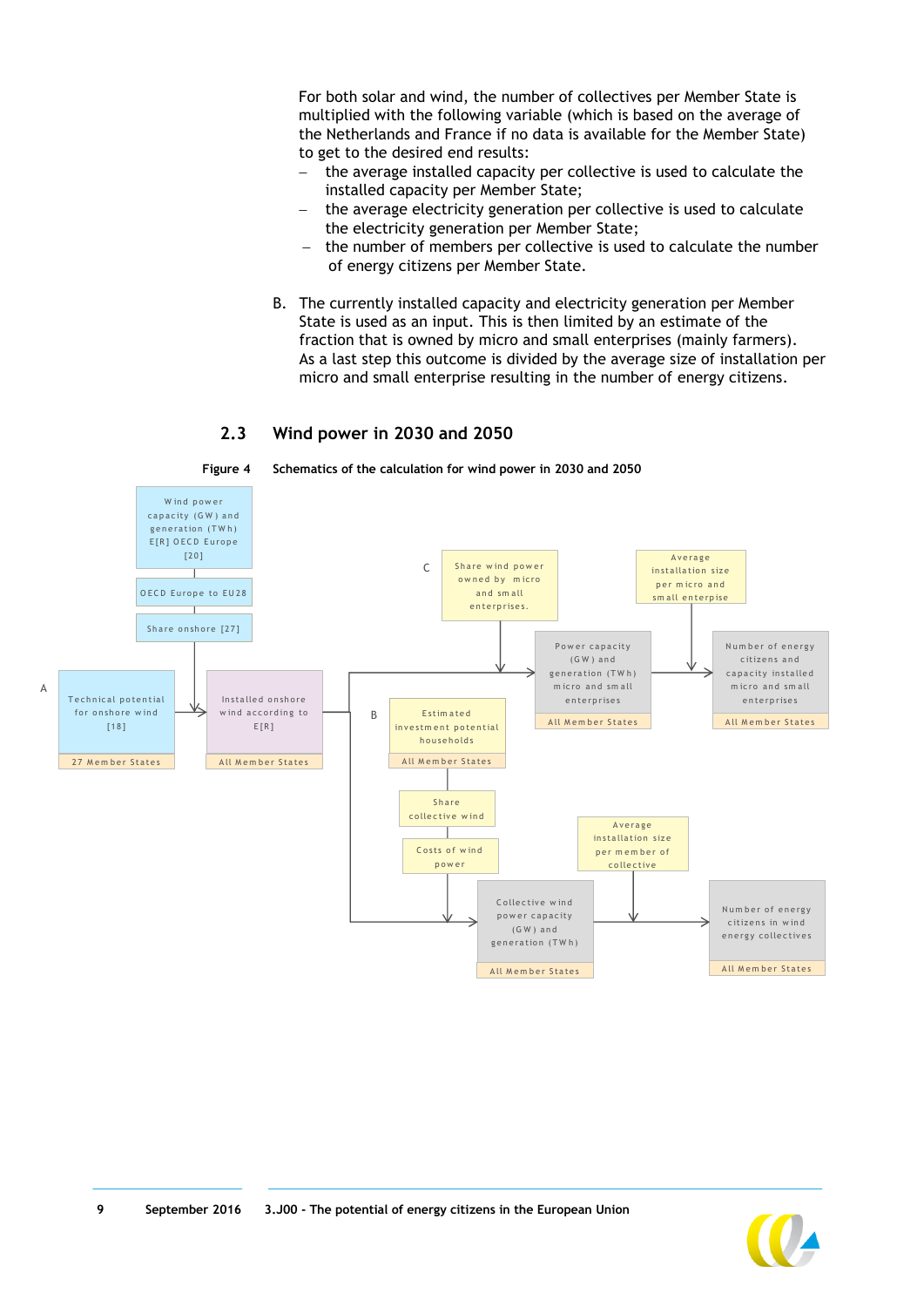For both solar and wind, the number of collectives per Member State is multiplied with the following variable (which is based on the average of the Netherlands and France if no data is available for the Member State) to get to the desired end results:

- the average installed capacity per collective is used to calculate the installed capacity per Member State;
- the average electricity generation per collective is used to calculate the electricity generation per Member State;
- the number of members per collective is used to calculate the number of energy citizens per Member State.

B. The currently installed capacity and electricity generation per Member State is used as an input. This is then limited by an estimate of the fraction that is owned by micro and small enterprises (mainly farmers). As a last step this outcome is divided by the average size of installation per micro and small enterprise resulting in the number of energy citizens.

## 2.3 Wind power in 2030 and 2050

**Figure 4 Schematics of the calculation for wind power in 2030 and 2050**

A

Wind power capacity (GW) and generation (TWh) E[R] OECD Europe [20]

OECD Europe to EU28

Share onshore [27]

Technical potential for onshore wind [18]
27 Member States

Installed onshore wind according to E[R]
All Member States

C

Share wind power owned by micro and small enterprises.

Average installation size per micro and small enterprise

Power capacity (GW) and generation (TWh) micro and small enterprises
All Member States

Number of energy citizens and capacity installed micro and small enterprises
All Member States

B

Estimated investment potential households
All Member States

Share collective wind

Costs of wind power

Average installation size per member of collective

Collective wind power capacity (GW) and generation (TWh)
All Member States

Number of energy citizens in wind energy collectives
All Member States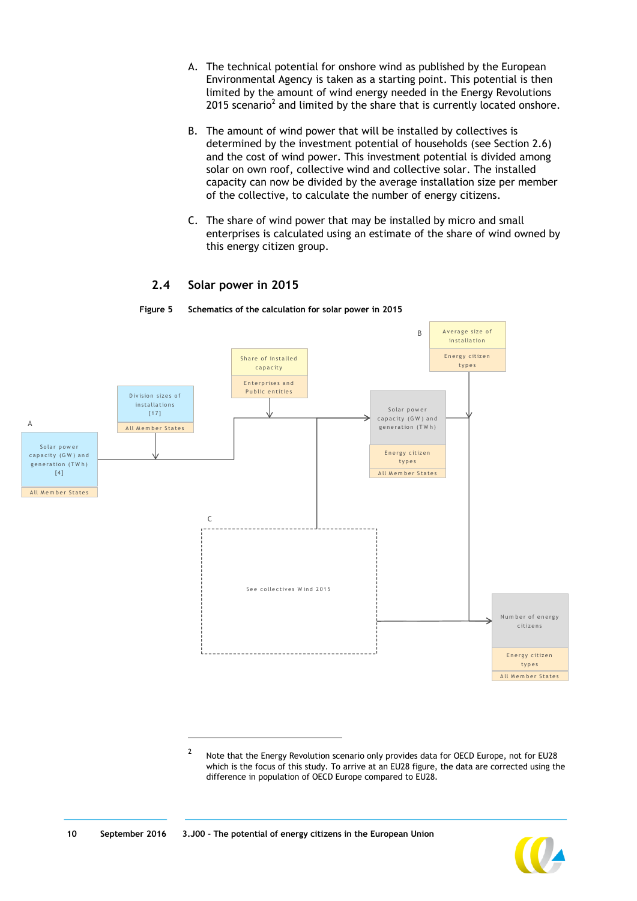A. The technical potential for onshore wind as published by the European Environmental Agency is taken as a starting point. This potential is then limited by the amount of wind energy needed in the Energy Revolutions 2015 scenario[2] and limited by the share that is currently located onshore.

B. The amount of wind power that will be installed by collectives is determined by the investment potential of households (see Section 2.6) and the cost of wind power. This investment potential is divided among solar on own roof, collective wind and collective solar. The installed capacity can now be divided by the average installation size per member of the collective, to calculate the number of energy citizens.

C. The share of wind power that may be installed by micro and small enterprises is calculated using an estimate of the share of wind owned by this energy citizen group.

## 2.4 Solar power in 2015

**Figure 5 Schematics of the calculation for solar power in 2015**

A

Solar power capacity (GW) and generation (TWh) [4]
All Member States

Division sizes of installations [17]
All Member States

Share of installed capacity
Enterprises and Public entities

Solar power capacity (GW) and generation (TWh)
Energy citizen types
All Member States

B

Average size of installation
Energy citizen types

C

See collectives Wind 2015

Number of energy citizens
Energy citizen types
All Member States

---

2 Note that the Energy Revolution scenario only provides data for OECD Europe, not for EU28 which is the focus of this study. To arrive at an EU28 figure, the data are corrected using the difference in population of OECD Europe compared to EU28.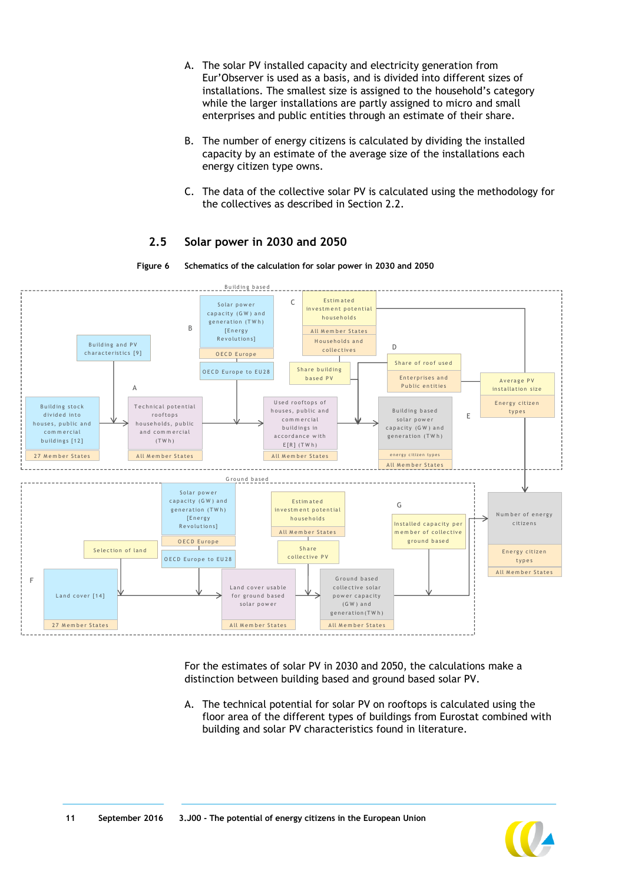A. The solar PV installed capacity and electricity generation from Eur'Observer is used as a basis, and is divided into different sizes of installations. The smallest size is assigned to the household's category while the larger installations are partly assigned to micro and small enterprises and public entities through an estimate of their share.

B. The number of energy citizens is calculated by dividing the installed capacity by an estimate of the average size of the installations each energy citizen type owns.

C. The data of the collective solar PV is calculated using the methodology for the collectives as described in Section 2.2.

## 2.5 Solar power in 2030 and 2050

**Figure 6 Schematics of the calculation for solar power in 2030 and 2050**

Building based

A: Building stock divided into houses, public and commercial buildings [12] (27 Member States) → Technical potential rooftops households, public and commercial (TWh) (All Member States), with input from Building and PV characteristics [9]

B: Solar power capacity (GW) and generation (TWh) [Energy Revolutions] (OECD Europe) → OECD Europe to EU28

C: Estimated investment potential households (All Member States) / Households and collectives; Share building based PV

→ Used rooftops of houses, public and commercial buildings in accordance with E[R] (TWh) (All Member States)

D: Share of roof used / Enterprises and Public entities

→ Building based solar power capacity (GW) and generation (TWh) (energy citizen types; All Member States)

E: Average PV installation size / Energy citizen types

Ground based

F: Land cover [14] (27 Member States), Selection of land; Solar power capacity (GW) and generation (TWh) [Energy Revolutions] (OECD Europe) → OECD Europe to EU28

→ Land cover usable for ground based solar power (All Member States)

Estimated investment potential households (All Member States); Share collective PV

→ Ground based collective solar power capacity (GW) and generation (TWh) (All Member States)

G: Installed capacity per member of collective ground based

→ Number of energy citizens (Energy citizen types; All Member States)

For the estimates of solar PV in 2030 and 2050, the calculations make a distinction between building based and ground based solar PV.

A. The technical potential for solar PV on rooftops is calculated using the floor area of the different types of buildings from Eurostat combined with building and solar PV characteristics found in literature.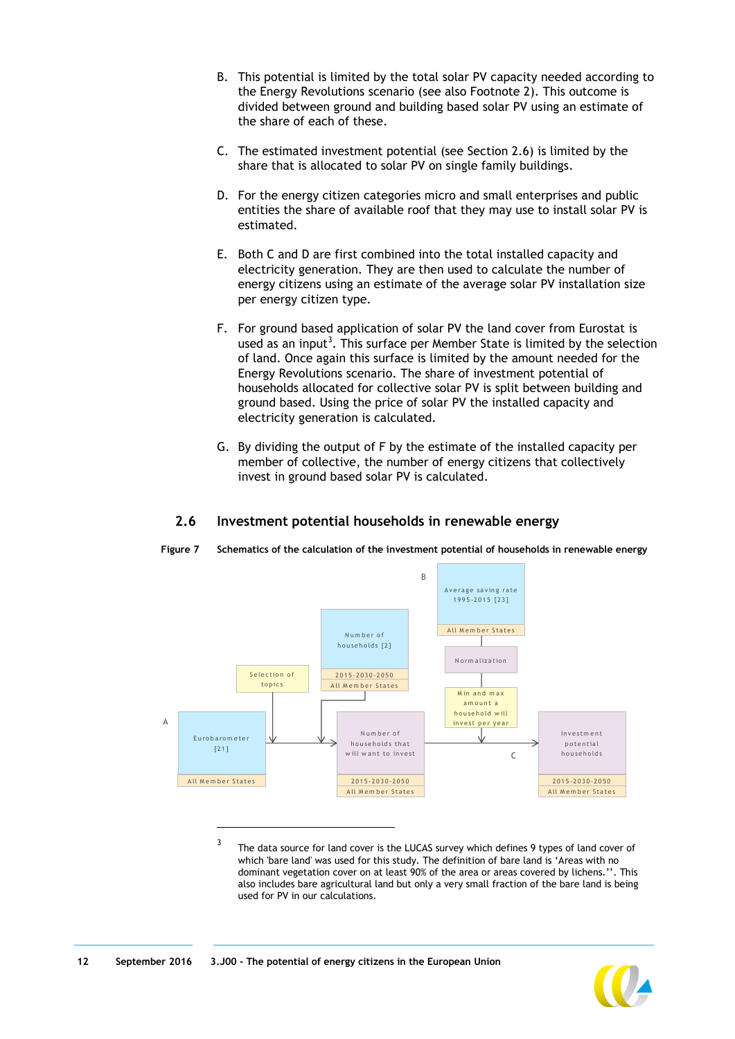B. This potential is limited by the total solar PV capacity needed according to the Energy Revolutions scenario (see also Footnote 2). This outcome is divided between ground and building based solar PV using an estimate of the share of each of these.

C. The estimated investment potential (see Section 2.6) is limited by the share that is allocated to solar PV on single family buildings.

D. For the energy citizen categories micro and small enterprises and public entities the share of available roof that they may use to install solar PV is estimated.

E. Both C and D are first combined into the total installed capacity and electricity generation. They are then used to calculate the number of energy citizens using an estimate of the average solar PV installation size per energy citizen type.

F. For ground based application of solar PV the land cover from Eurostat is used as an input[3]. This surface per Member State is limited by the selection of land. Once again this surface is limited by the amount needed for the Energy Revolutions scenario. The share of investment potential of households allocated for collective solar PV is split between building and ground based. Using the price of solar PV the installed capacity and electricity generation is calculated.

G. By dividing the output of F by the estimate of the installed capacity per member of collective, the number of energy citizens that collectively invest in ground based solar PV is calculated.

## 2.6 Investment potential households in renewable energy

**Figure 7** **Schematics of the calculation of the investment potential of households in renewable energy**

A: Eurobarometer [21] (All Member States) → Selection of topics → Number of households that will want to invest (2015-2030-2050, All Member States) ← Number of households [2] (2015-2030-2050, All Member States)

B: Average saving rate 1995-2015 [23] (All Member States) → Normalization → Min and max amount a household will invest per year

C: Number of households that will want to invest + Min and max amount a household will invest per year → Investment potential households (2015-2030-2050, All Member States)

---

[3] The data source for land cover is the LUCAS survey which defines 9 types of land cover of which 'bare land' was used for this study. The definition of bare land is 'Areas with no dominant vegetation cover on at least 90% of the area or areas covered by lichens.''. This also includes bare agricultural land but only a very small fraction of the bare land is being used for PV in our calculations.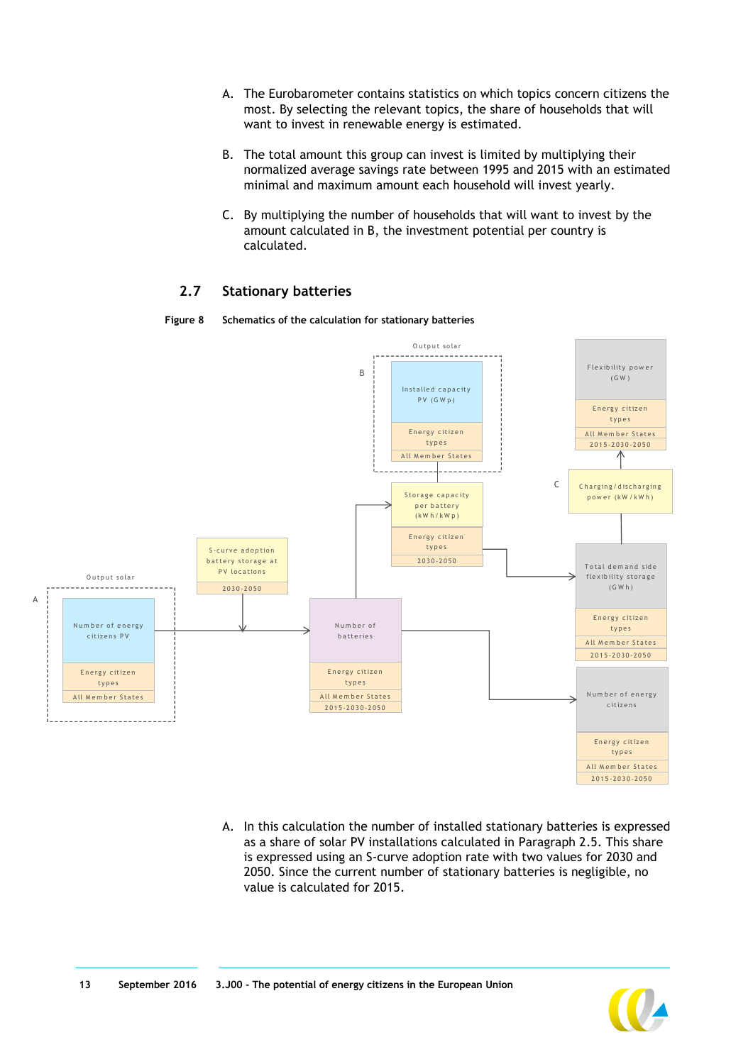A. The Eurobarometer contains statistics on which topics concern citizens the most. By selecting the relevant topics, the share of households that will want to invest in renewable energy is estimated.

B. The total amount this group can invest is limited by multiplying their normalized average savings rate between 1995 and 2015 with an estimated minimal and maximum amount each household will invest yearly.

C. By multiplying the number of households that will want to invest by the amount calculated in B, the investment potential per country is calculated.

## 2.7 Stationary batteries

**Figure 8 Schematics of the calculation for stationary batteries**

A. In this calculation the number of installed stationary batteries is expressed as a share of solar PV installations calculated in Paragraph 2.5. This share is expressed using an S-curve adoption rate with two values for 2030 and 2050. Since the current number of stationary batteries is negligible, no value is calculated for 2015.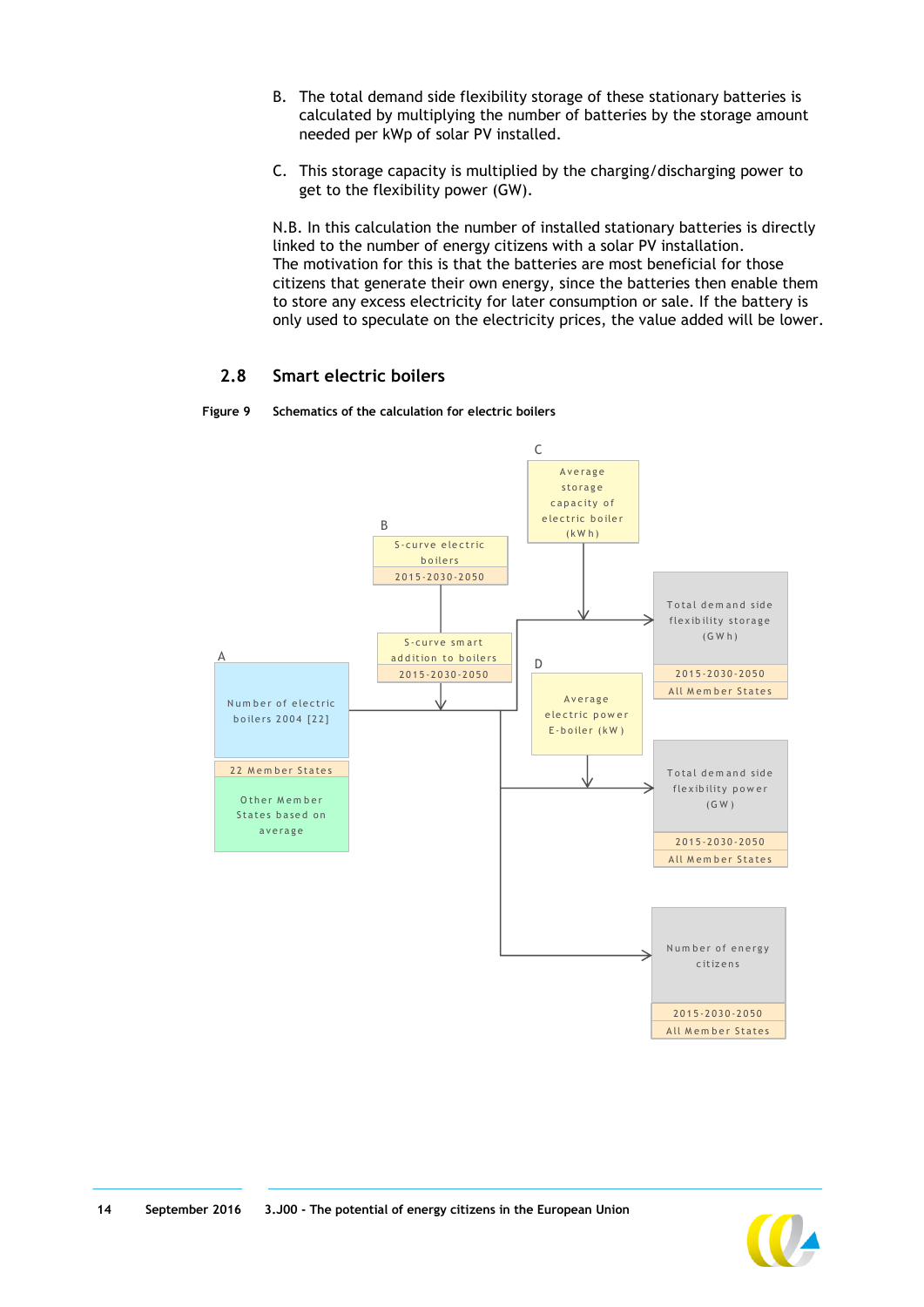B. The total demand side flexibility storage of these stationary batteries is calculated by multiplying the number of batteries by the storage amount needed per kWp of solar PV installed.

C. This storage capacity is multiplied by the charging/discharging power to get to the flexibility power (GW).

N.B. In this calculation the number of installed stationary batteries is directly linked to the number of energy citizens with a solar PV installation.
The motivation for this is that the batteries are most beneficial for those citizens that generate their own energy, since the batteries then enable them to store any excess electricity for later consumption or sale. If the battery is only used to speculate on the electricity prices, the value added will be lower.

## 2.8 Smart electric boilers

**Figure 9** **Schematics of the calculation for electric boilers**

A
Number of electric boilers 2004 [22]
22 Member States
Other Member States based on average

B
S-curve electric boilers
2015-2030-2050

S-curve smart addition to boilers
2015-2030-2050

C
Average storage capacity of electric boiler (kWh)

D
Average electric power E-boiler (kW)

Total demand side flexibility storage (GWh)
2015-2030-2050
All Member States

Total demand side flexibility power (GW)
2015-2030-2050
All Member States

Number of energy citizens
2015-2030-2050
All Member States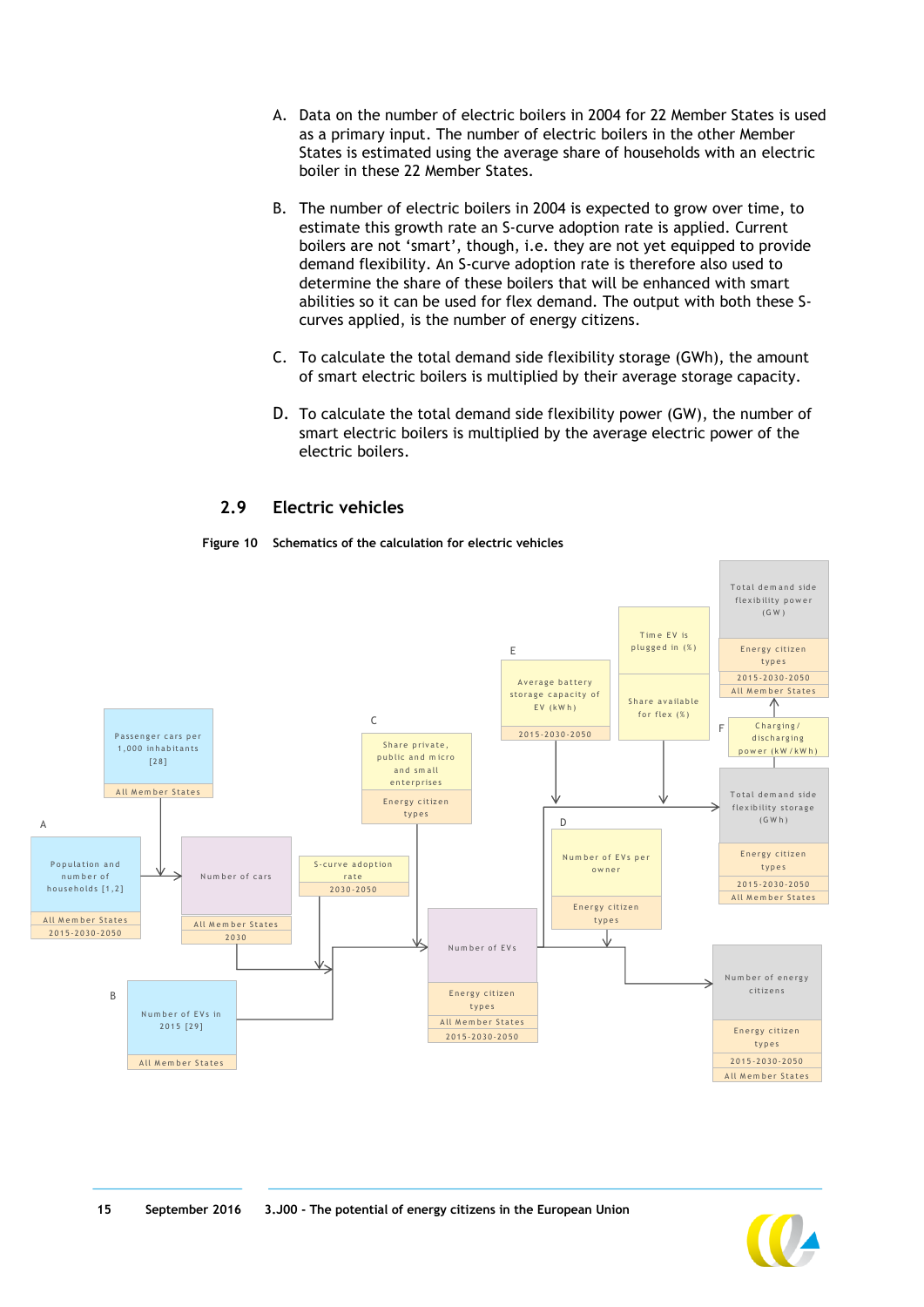A. Data on the number of electric boilers in 2004 for 22 Member States is used as a primary input. The number of electric boilers in the other Member States is estimated using the average share of households with an electric boiler in these 22 Member States.

B. The number of electric boilers in 2004 is expected to grow over time, to estimate this growth rate an S-curve adoption rate is applied. Current boilers are not ‘smart’, though, i.e. they are not yet equipped to provide demand flexibility. An S-curve adoption rate is therefore also used to determine the share of these boilers that will be enhanced with smart abilities so it can be used for flex demand. The output with both these S-curves applied, is the number of energy citizens.

C. To calculate the total demand side flexibility storage (GWh), the amount of smart electric boilers is multiplied by their average storage capacity.

D. To calculate the total demand side flexibility power (GW), the number of smart electric boilers is multiplied by the average electric power of the electric boilers.

## 2.9 Electric vehicles

**Figure 10 Schematics of the calculation for electric vehicles**

A: Population and number of households [1,2] — All Member States — 2015-2030-2050

Passenger cars per 1,000 inhabitants [28] — All Member States

Number of cars — All Member States — 2030

S-curve adoption rate — 2030-2050

B: Number of EVs in 2015 [29] — All Member States

C: Share private, public and micro and small enterprises — Energy citizen types

Number of EVs — Energy citizen types — All Member States — 2015-2030-2050

D: Number of EVs per owner — Energy citizen types

Number of energy citizens — Energy citizen types — 2015-2030-2050 — All Member States

E: Average battery storage capacity of EV (kWh) — 2015-2030-2050

Time EV is plugged in (%)

Share available for flex (%)

Total demand side flexibility storage (GWh) — Energy citizen types — 2015-2030-2050 — All Member States

F: Charging/discharging power (kW/kWh)

Total demand side flexibility power (GW) — Energy citizen types — 2015-2030-2050 — All Member States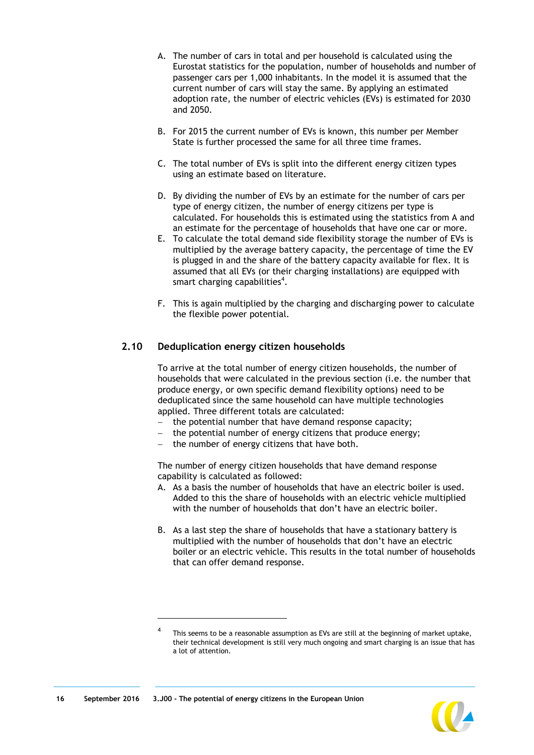A. The number of cars in total and per household is calculated using the Eurostat statistics for the population, number of households and number of passenger cars per 1,000 inhabitants. In the model it is assumed that the current number of cars will stay the same. By applying an estimated adoption rate, the number of electric vehicles (EVs) is estimated for 2030 and 2050.

B. For 2015 the current number of EVs is known, this number per Member State is further processed the same for all three time frames.

C. The total number of EVs is split into the different energy citizen types using an estimate based on literature.

D. By dividing the number of EVs by an estimate for the number of cars per type of energy citizen, the number of energy citizens per type is calculated. For households this is estimated using the statistics from A and an estimate for the percentage of households that have one car or more.

E. To calculate the total demand side flexibility storage the number of EVs is multiplied by the average battery capacity, the percentage of time the EV is plugged in and the share of the battery capacity available for flex. It is assumed that all EVs (or their charging installations) are equipped with smart charging capabilities[4].

F. This is again multiplied by the charging and discharging power to calculate the flexible power potential.

## 2.10 Deduplication energy citizen households

To arrive at the total number of energy citizen households, the number of households that were calculated in the previous section (i.e. the number that produce energy, or own specific demand flexibility options) need to be deduplicated since the same household can have multiple technologies applied. Three different totals are calculated:

- the potential number that have demand response capacity;
- the potential number of energy citizens that produce energy;
- the number of energy citizens that have both.

The number of energy citizen households that have demand response capability is calculated as followed:

A. As a basis the number of households that have an electric boiler is used. Added to this the share of households with an electric vehicle multiplied with the number of households that don't have an electric boiler.

B. As a last step the share of households that have a stationary battery is multiplied with the number of households that don't have an electric boiler or an electric vehicle. This results in the total number of households that can offer demand response.

[4] This seems to be a reasonable assumption as EVs are still at the beginning of market uptake, their technical development is still very much ongoing and smart charging is an issue that has a lot of attention.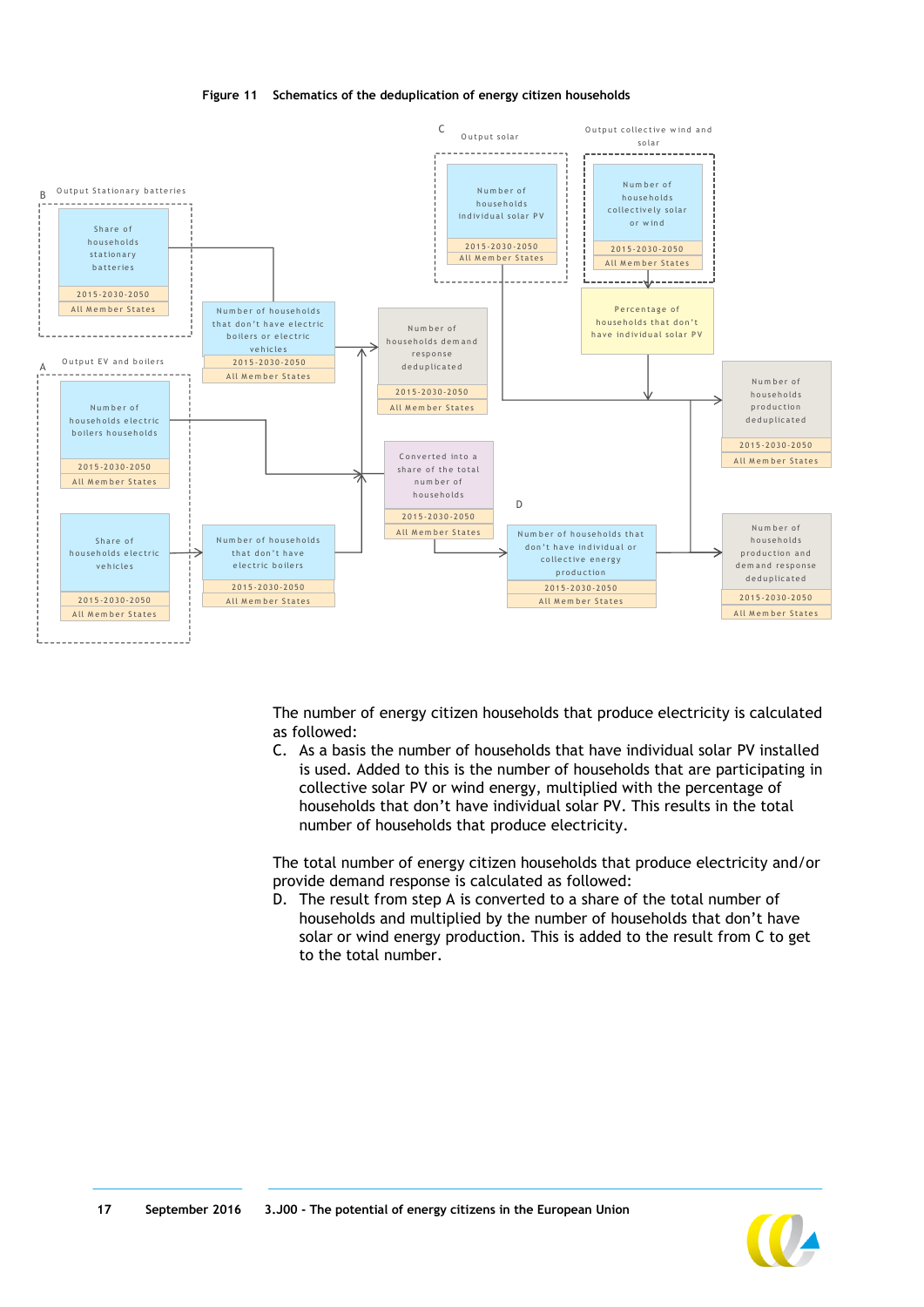**Figure 11 Schematics of the deduplication of energy citizen households**

The number of energy citizen households that produce electricity is calculated as followed:

C. As a basis the number of households that have individual solar PV installed is used. Added to this is the number of households that are participating in collective solar PV or wind energy, multiplied with the percentage of households that don't have individual solar PV. This results in the total number of households that produce electricity.

The total number of energy citizen households that produce electricity and/or provide demand response is calculated as followed:

D. The result from step A is converted to a share of the total number of households and multiplied by the number of households that don't have solar or wind energy production. This is added to the result from C to get to the total number.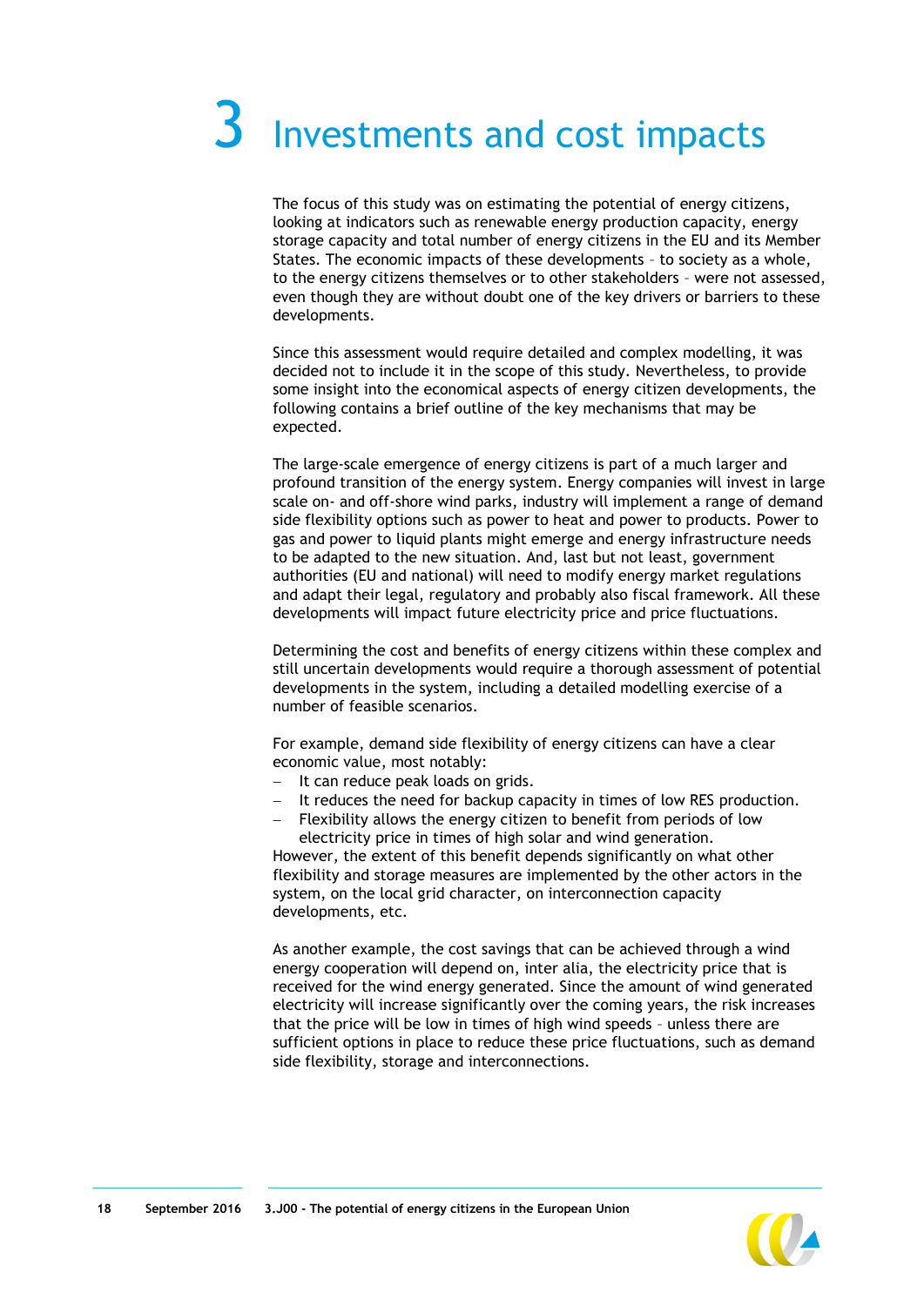# 3 Investments and cost impacts

The focus of this study was on estimating the potential of energy citizens, looking at indicators such as renewable energy production capacity, energy storage capacity and total number of energy citizens in the EU and its Member States. The economic impacts of these developments – to society as a whole, to the energy citizens themselves or to other stakeholders – were not assessed, even though they are without doubt one of the key drivers or barriers to these developments.

Since this assessment would require detailed and complex modelling, it was decided not to include it in the scope of this study. Nevertheless, to provide some insight into the economical aspects of energy citizen developments, the following contains a brief outline of the key mechanisms that may be expected.

The large-scale emergence of energy citizens is part of a much larger and profound transition of the energy system. Energy companies will invest in large scale on- and off-shore wind parks, industry will implement a range of demand side flexibility options such as power to heat and power to products. Power to gas and power to liquid plants might emerge and energy infrastructure needs to be adapted to the new situation. And, last but not least, government authorities (EU and national) will need to modify energy market regulations and adapt their legal, regulatory and probably also fiscal framework. All these developments will impact future electricity price and price fluctuations.

Determining the cost and benefits of energy citizens within these complex and still uncertain developments would require a thorough assessment of potential developments in the system, including a detailed modelling exercise of a number of feasible scenarios.

For example, demand side flexibility of energy citizens can have a clear economic value, most notably:
- It can reduce peak loads on grids.
- It reduces the need for backup capacity in times of low RES production.
- Flexibility allows the energy citizen to benefit from periods of low electricity price in times of high solar and wind generation.

However, the extent of this benefit depends significantly on what other flexibility and storage measures are implemented by the other actors in the system, on the local grid character, on interconnection capacity developments, etc.

As another example, the cost savings that can be achieved through a wind energy cooperation will depend on, inter alia, the electricity price that is received for the wind energy generated. Since the amount of wind generated electricity will increase significantly over the coming years, the risk increases that the price will be low in times of high wind speeds – unless there are sufficient options in place to reduce these price fluctuations, such as demand side flexibility, storage and interconnections.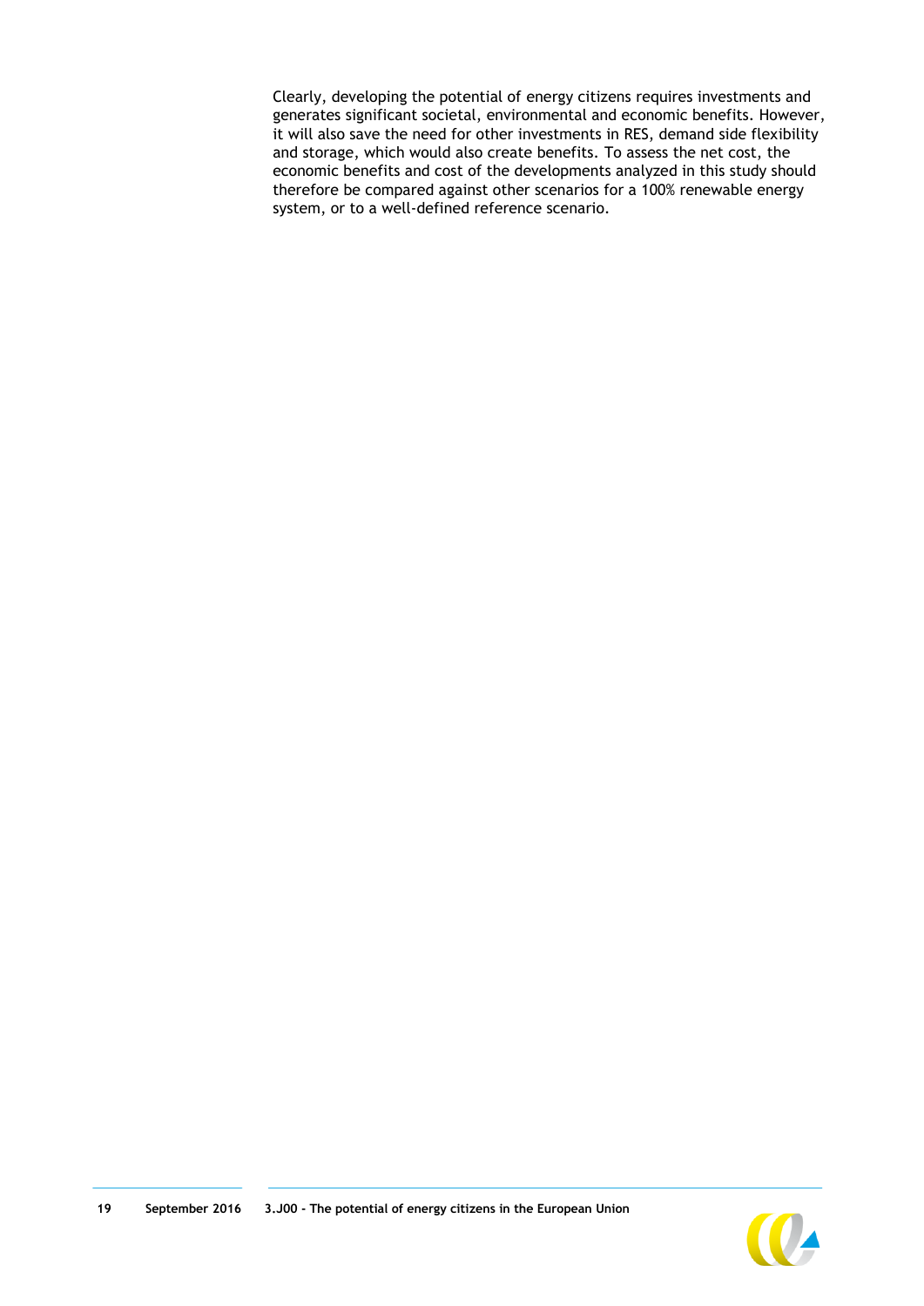Clearly, developing the potential of energy citizens requires investments and generates significant societal, environmental and economic benefits. However, it will also save the need for other investments in RES, demand side flexibility and storage, which would also create benefits. To assess the net cost, the economic benefits and cost of the developments analyzed in this study should therefore be compared against other scenarios for a 100% renewable energy system, or to a well-defined reference scenario.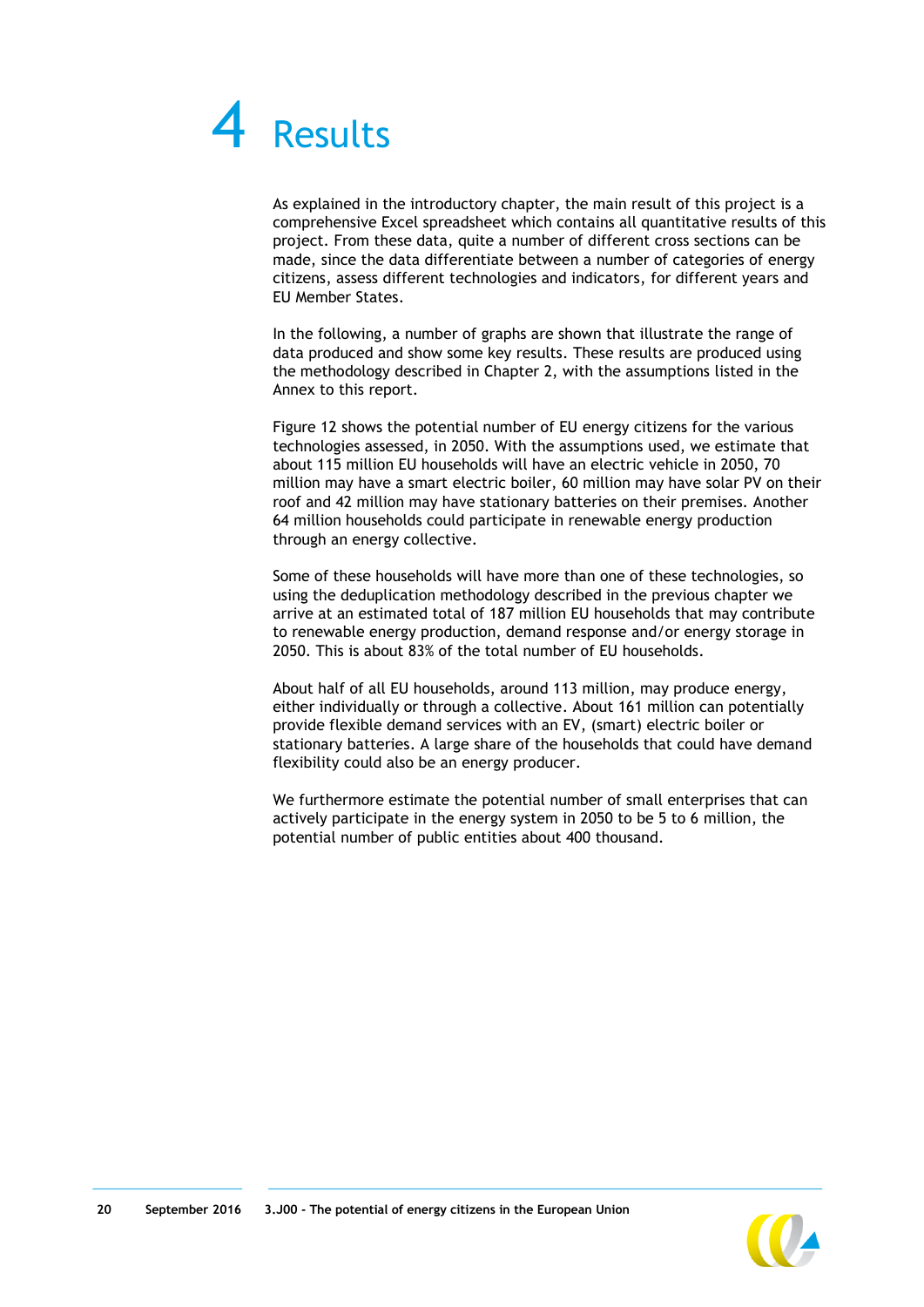# 4 Results

As explained in the introductory chapter, the main result of this project is a comprehensive Excel spreadsheet which contains all quantitative results of this project. From these data, quite a number of different cross sections can be made, since the data differentiate between a number of categories of energy citizens, assess different technologies and indicators, for different years and EU Member States.

In the following, a number of graphs are shown that illustrate the range of data produced and show some key results. These results are produced using the methodology described in Chapter 2, with the assumptions listed in the Annex to this report.

Figure 12 shows the potential number of EU energy citizens for the various technologies assessed, in 2050. With the assumptions used, we estimate that about 115 million EU households will have an electric vehicle in 2050, 70 million may have a smart electric boiler, 60 million may have solar PV on their roof and 42 million may have stationary batteries on their premises. Another 64 million households could participate in renewable energy production through an energy collective.

Some of these households will have more than one of these technologies, so using the deduplication methodology described in the previous chapter we arrive at an estimated total of 187 million EU households that may contribute to renewable energy production, demand response and/or energy storage in 2050. This is about 83% of the total number of EU households.

About half of all EU households, around 113 million, may produce energy, either individually or through a collective. About 161 million can potentially provide flexible demand services with an EV, (smart) electric boiler or stationary batteries. A large share of the households that could have demand flexibility could also be an energy producer.

We furthermore estimate the potential number of small enterprises that can actively participate in the energy system in 2050 to be 5 to 6 million, the potential number of public entities about 400 thousand.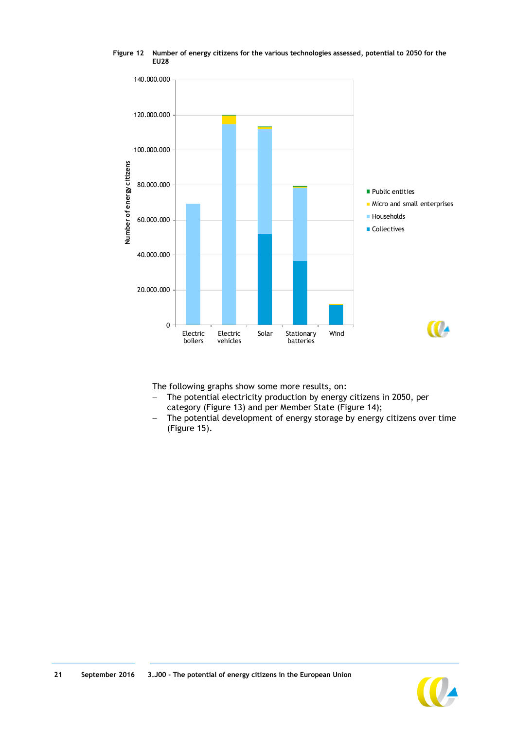Figure 12 Number of energy citizens for the various technologies assessed, potential to 2050 for the EU28

The following graphs show some more results, on:
- The potential electricity production by energy citizens in 2050, per category (Figure 13) and per Member State (Figure 14);
- The potential development of energy storage by energy citizens over time (Figure 15).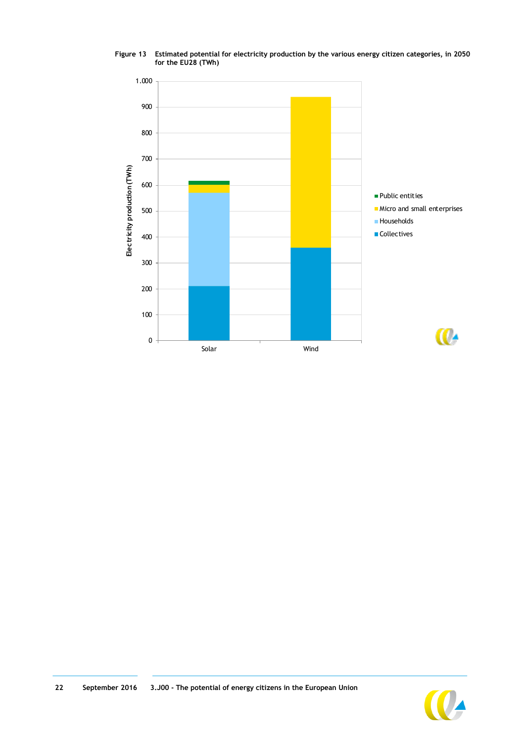**Figure 13** **Estimated potential for electricity production by the various energy citizen categories, in 2050 for the EU28 (TWh)**

| | Solar | Wind |
|---|---|---|
| Collectives | ~210 | ~360 |
| Households | ~360 | – |
| Micro and small enterprises | ~30 | ~580 |
| Public entities | ~15 | – |
| **Total** | ~615 | ~940 |

*Note: values are approximate readings from the stacked bar chart (y-axis: Electricity production (TWh), 0 to 1.000).*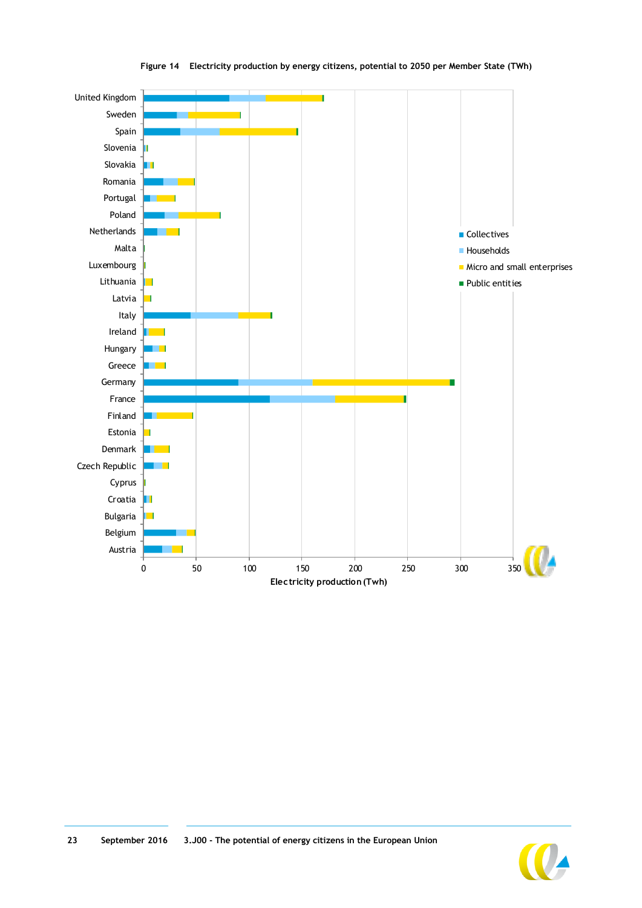**Figure 14 Electricity production by energy citizens, potential to 2050 per Member State (TWh)**

United Kingdom
Sweden
Spain
Slovenia
Slovakia
Romania
Portugal
Poland
Netherlands
Malta
Luxembourg
Lithuania
Latvia
Italy
Ireland
Hungary
Greece
Germany
France
Finland
Estonia
Denmark
Czech Republic
Cyprus
Croatia
Bulgaria
Belgium
Austria

0 50 100 150 200 250 300 350

Electricity production (Twh)

- Collectives
- Households
- Micro and small enterprises
- Public entities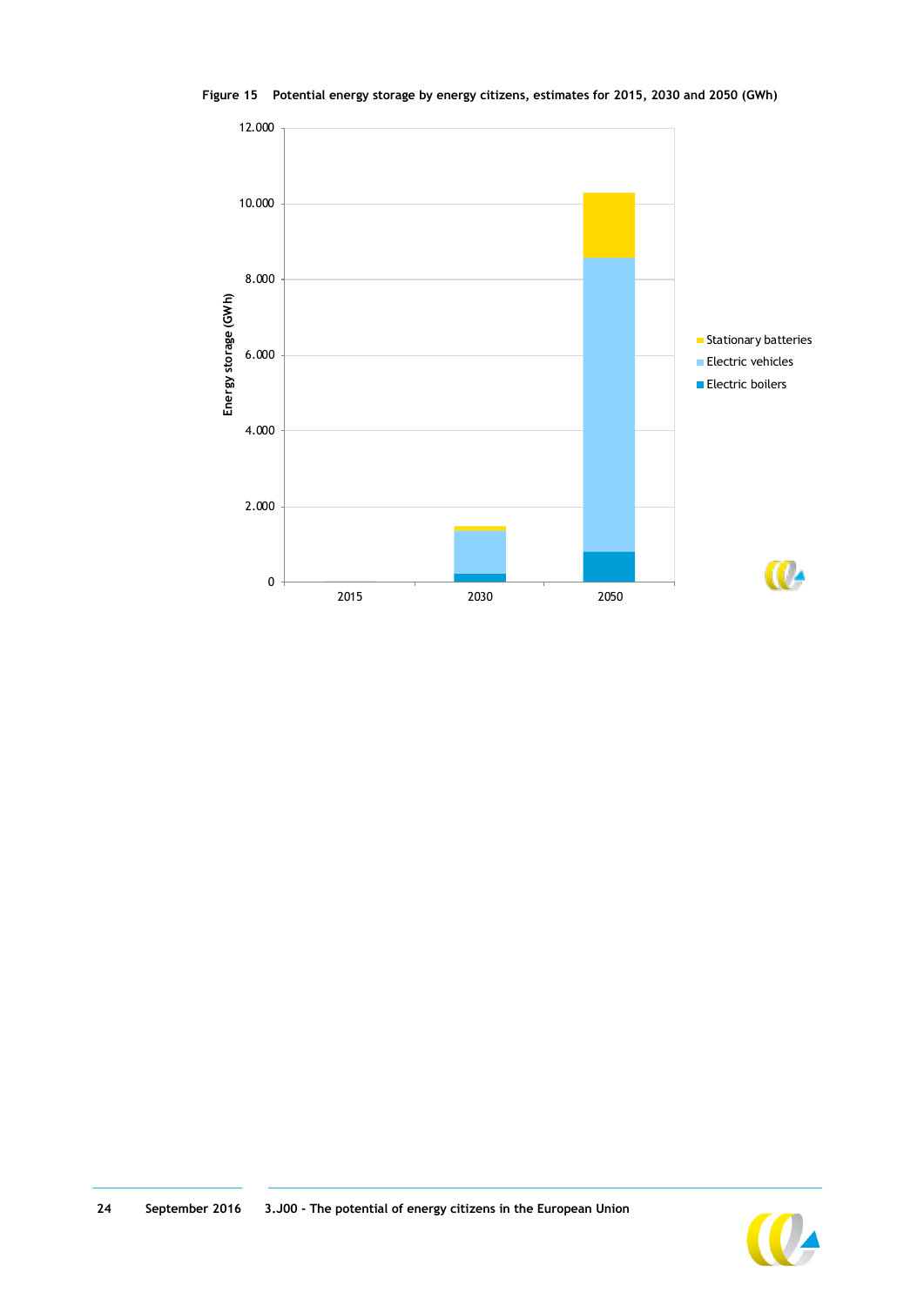Figure 15 Potential energy storage by energy citizens, estimates for 2015, 2030 and 2050 (GWh)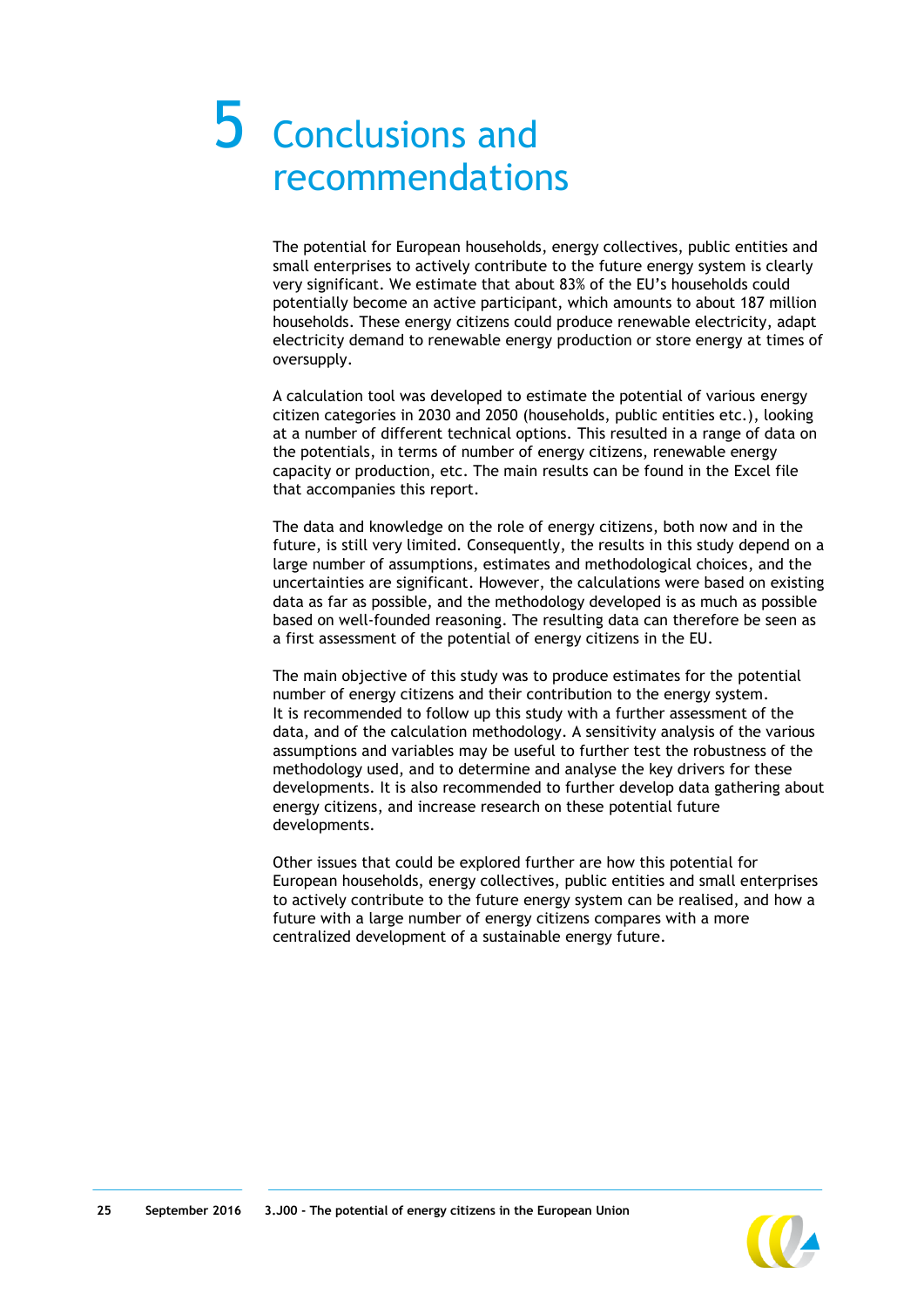# 5 Conclusions and recommendations

The potential for European households, energy collectives, public entities and small enterprises to actively contribute to the future energy system is clearly very significant. We estimate that about 83% of the EU's households could potentially become an active participant, which amounts to about 187 million households. These energy citizens could produce renewable electricity, adapt electricity demand to renewable energy production or store energy at times of oversupply.

A calculation tool was developed to estimate the potential of various energy citizen categories in 2030 and 2050 (households, public entities etc.), looking at a number of different technical options. This resulted in a range of data on the potentials, in terms of number of energy citizens, renewable energy capacity or production, etc. The main results can be found in the Excel file that accompanies this report.

The data and knowledge on the role of energy citizens, both now and in the future, is still very limited. Consequently, the results in this study depend on a large number of assumptions, estimates and methodological choices, and the uncertainties are significant. However, the calculations were based on existing data as far as possible, and the methodology developed is as much as possible based on well-founded reasoning. The resulting data can therefore be seen as a first assessment of the potential of energy citizens in the EU.

The main objective of this study was to produce estimates for the potential number of energy citizens and their contribution to the energy system. It is recommended to follow up this study with a further assessment of the data, and of the calculation methodology. A sensitivity analysis of the various assumptions and variables may be useful to further test the robustness of the methodology used, and to determine and analyse the key drivers for these developments. It is also recommended to further develop data gathering about energy citizens, and increase research on these potential future developments.

Other issues that could be explored further are how this potential for European households, energy collectives, public entities and small enterprises to actively contribute to the future energy system can be realised, and how a future with a large number of energy citizens compares with a more centralized development of a sustainable energy future.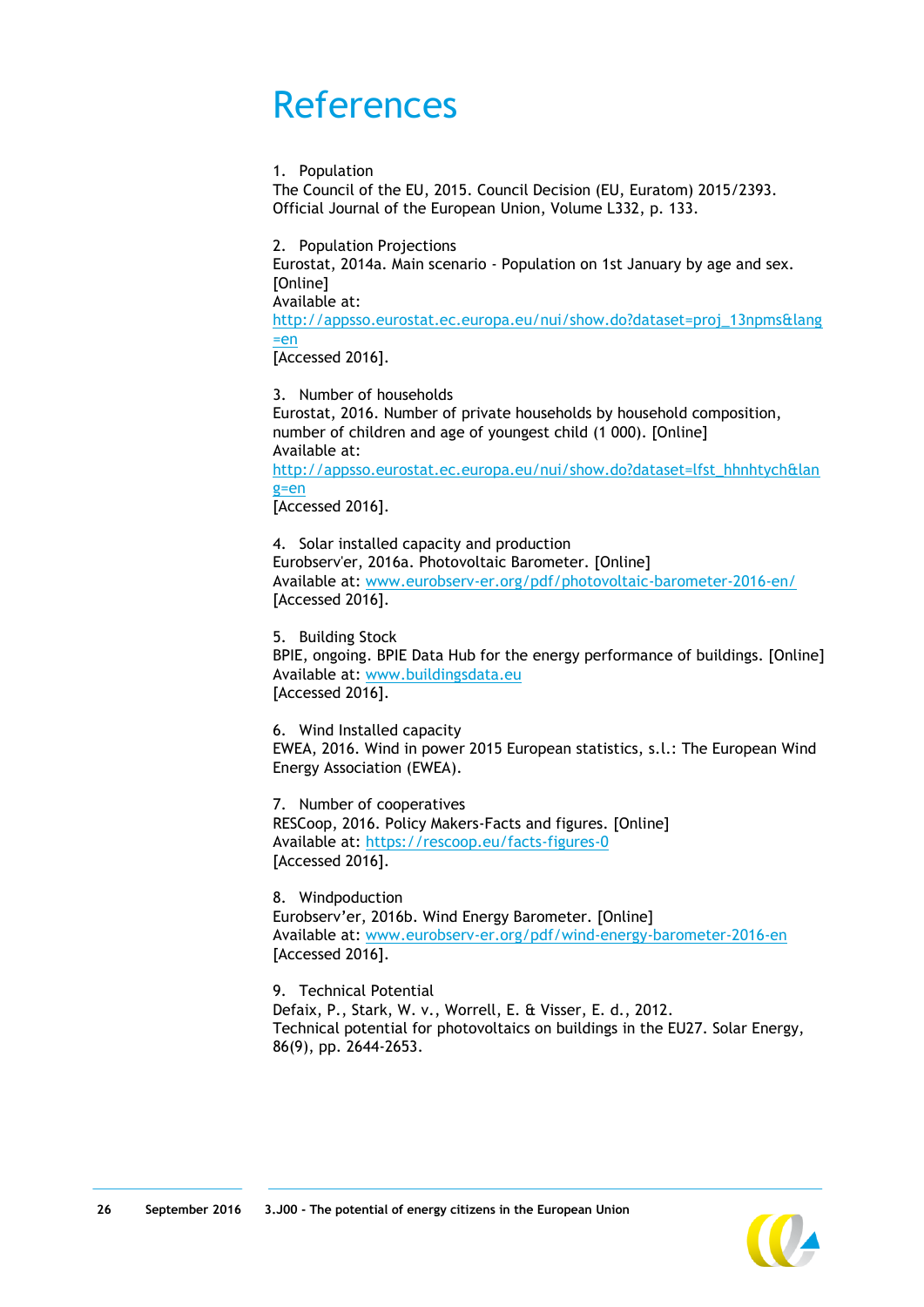# References

1. Population

The Council of the EU, 2015. Council Decision (EU, Euratom) 2015/2393. Official Journal of the European Union, Volume L332, p. 133.

2. Population Projections

Eurostat, 2014a. Main scenario - Population on 1st January by age and sex. [Online]
Available at:
http://appsso.eurostat.ec.europa.eu/nui/show.do?dataset=proj_13npms&lang=en
[Accessed 2016].

3. Number of households

Eurostat, 2016. Number of private households by household composition, number of children and age of youngest child (1 000). [Online]
Available at:
http://appsso.eurostat.ec.europa.eu/nui/show.do?dataset=lfst_hhnhtych&lang=en
[Accessed 2016].

4. Solar installed capacity and production

Eurobserv'er, 2016a. Photovoltaic Barometer. [Online]
Available at: www.eurobserv-er.org/pdf/photovoltaic-barometer-2016-en/
[Accessed 2016].

5. Building Stock

BPIE, ongoing. BPIE Data Hub for the energy performance of buildings. [Online]
Available at: www.buildingsdata.eu
[Accessed 2016].

6. Wind Installed capacity

EWEA, 2016. Wind in power 2015 European statistics, s.l.: The European Wind Energy Association (EWEA).

7. Number of cooperatives

RESCoop, 2016. Policy Makers-Facts and figures. [Online]
Available at: https://rescoop.eu/facts-figures-0
[Accessed 2016].

8. Windpoduction

Eurobserv'er, 2016b. Wind Energy Barometer. [Online]
Available at: www.eurobserv-er.org/pdf/wind-energy-barometer-2016-en
[Accessed 2016].

9. Technical Potential

Defaix, P., Stark, W. v., Worrell, E. & Visser, E. d., 2012.
Technical potential for photovoltaics on buildings in the EU27. Solar Energy, 86(9), pp. 2644-2653.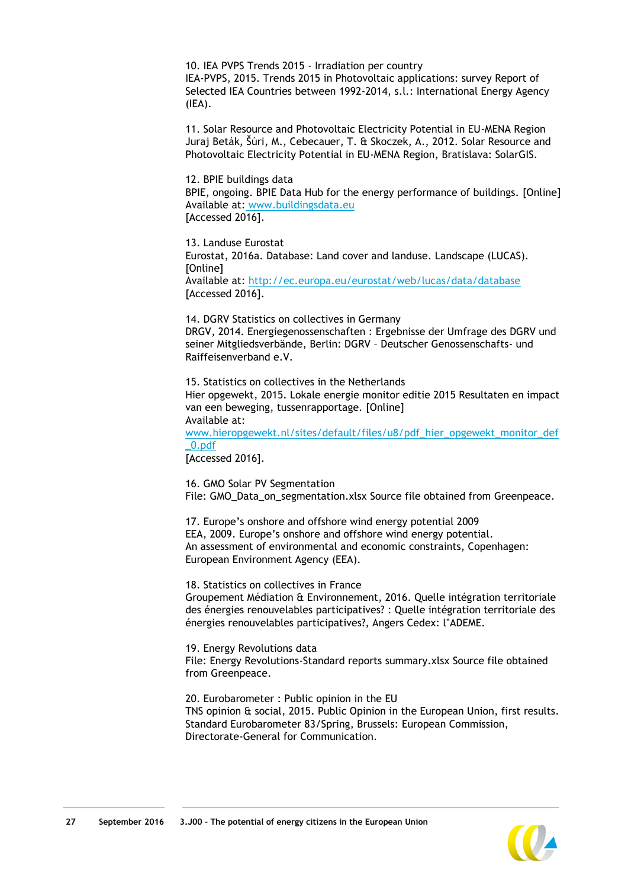10. IEA PVPS Trends 2015 - Irradiation per country
IEA-PVPS, 2015. Trends 2015 in Photovoltaic applications: survey Report of Selected IEA Countries between 1992-2014, s.l.: International Energy Agency (IEA).

11. Solar Resource and Photovoltaic Electricity Potential in EU-MENA Region
Juraj Beták, Šúri, M., Cebecauer, T. & Skoczek, A., 2012. Solar Resource and Photovoltaic Electricity Potential in EU-MENA Region, Bratislava: SolarGIS.

12. BPIE buildings data
BPIE, ongoing. BPIE Data Hub for the energy performance of buildings. [Online]
Available at: www.buildingsdata.eu
[Accessed 2016].

13. Landuse Eurostat
Eurostat, 2016a. Database: Land cover and landuse. Landscape (LUCAS). [Online]
Available at: http://ec.europa.eu/eurostat/web/lucas/data/database
[Accessed 2016].

14. DGRV Statistics on collectives in Germany
DRGV, 2014. Energiegenossenschaften : Ergebnisse der Umfrage des DGRV und seiner Mitgliedsverbände, Berlin: DGRV – Deutscher Genossenschafts- und Raiffeisenverband e.V.

15. Statistics on collectives in the Netherlands
Hier opgewekt, 2015. Lokale energie monitor editie 2015 Resultaten en impact van een beweging, tussenrapportage. [Online]
Available at:
www.hieropgewekt.nl/sites/default/files/u8/pdf_hier_opgewekt_monitor_def_0.pdf
[Accessed 2016].

16. GMO Solar PV Segmentation
File: GMO_Data_on_segmentation.xlsx Source file obtained from Greenpeace.

17. Europe's onshore and offshore wind energy potential 2009
EEA, 2009. Europe's onshore and offshore wind energy potential.
An assessment of environmental and economic constraints, Copenhagen: European Environment Agency (EEA).

18. Statistics on collectives in France
Groupement Médiation & Environnement, 2016. Quelle intégration territoriale des énergies renouvelables participatives? : Quelle intégration territoriale des énergies renouvelables participatives?, Angers Cedex: l"ADEME.

19. Energy Revolutions data
File: Energy Revolutions-Standard reports summary.xlsx Source file obtained from Greenpeace.

20. Eurobarometer : Public opinion in the EU
TNS opinion & social, 2015. Public Opinion in the European Union, first results. Standard Eurobarometer 83/Spring, Brussels: European Commission, Directorate-General for Communication.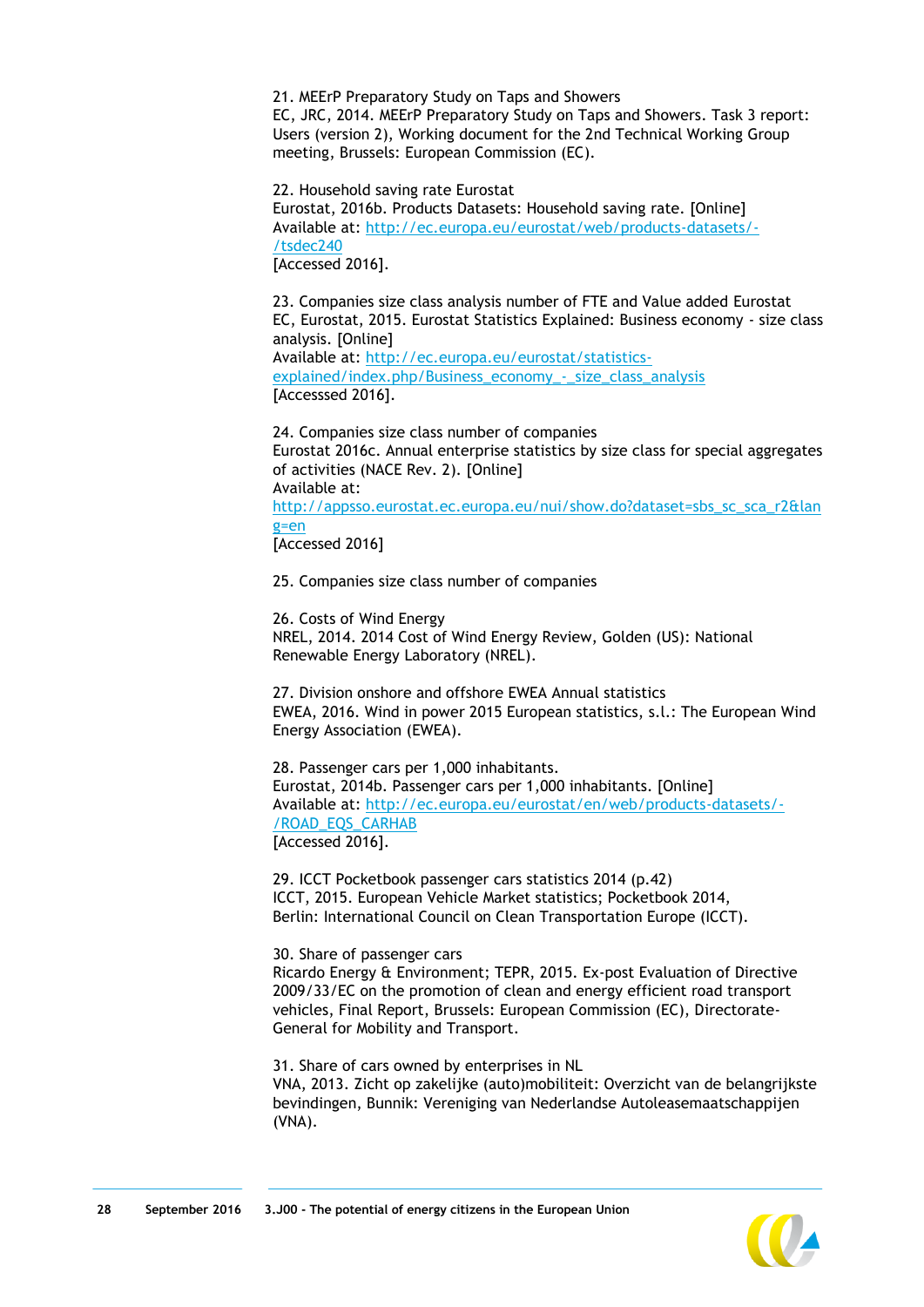21. MEErP Preparatory Study on Taps and Showers
EC, JRC, 2014. MEErP Preparatory Study on Taps and Showers. Task 3 report: Users (version 2), Working document for the 2nd Technical Working Group meeting, Brussels: European Commission (EC).

22. Household saving rate Eurostat
Eurostat, 2016b. Products Datasets: Household saving rate. [Online]
Available at: http://ec.europa.eu/eurostat/web/products-datasets/-/tsdec240
[Accessed 2016].

23. Companies size class analysis number of FTE and Value added Eurostat
EC, Eurostat, 2015. Eurostat Statistics Explained: Business economy - size class analysis. [Online]
Available at: http://ec.europa.eu/eurostat/statistics-explained/index.php/Business_economy_-_size_class_analysis
[Accesssed 2016].

24. Companies size class number of companies
Eurostat 2016c. Annual enterprise statistics by size class for special aggregates of activities (NACE Rev. 2). [Online]
Available at:
http://appsso.eurostat.ec.europa.eu/nui/show.do?dataset=sbs_sc_sca_r2&lang=en
[Accessed 2016]

25. Companies size class number of companies

26. Costs of Wind Energy
NREL, 2014. 2014 Cost of Wind Energy Review, Golden (US): National Renewable Energy Laboratory (NREL).

27. Division onshore and offshore EWEA Annual statistics
EWEA, 2016. Wind in power 2015 European statistics, s.l.: The European Wind Energy Association (EWEA).

28. Passenger cars per 1,000 inhabitants.
Eurostat, 2014b. Passenger cars per 1,000 inhabitants. [Online]
Available at: http://ec.europa.eu/eurostat/en/web/products-datasets/-/ROAD_EQS_CARHAB
[Accessed 2016].

29. ICCT Pocketbook passenger cars statistics 2014 (p.42)
ICCT, 2015. European Vehicle Market statistics; Pocketbook 2014, Berlin: International Council on Clean Transportation Europe (ICCT).

30. Share of passenger cars
Ricardo Energy & Environment; TEPR, 2015. Ex-post Evaluation of Directive 2009/33/EC on the promotion of clean and energy efficient road transport vehicles, Final Report, Brussels: European Commission (EC), Directorate-General for Mobility and Transport.

31. Share of cars owned by enterprises in NL
VNA, 2013. Zicht op zakelijke (auto)mobiliteit: Overzicht van de belangrijkste bevindingen, Bunnik: Vereniging van Nederlandse Autoleasemaatschappijen (VNA).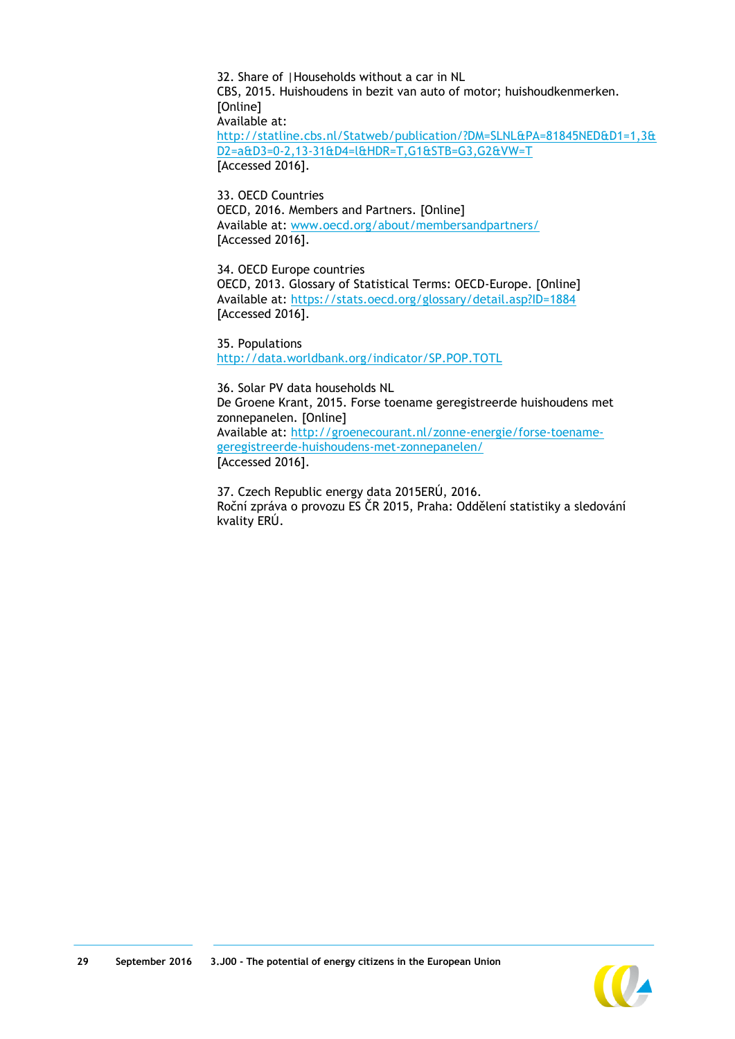32. Share of |Households without a car in NL
CBS, 2015. Huishoudens in bezit van auto of motor; huishoudkenmerken. [Online]
Available at:
http://statline.cbs.nl/Statweb/publication/?DM=SLNL&PA=81845NED&D1=1,3&D2=a&D3=0-2,13-31&D4=l&HDR=T,G1&STB=G3,G2&VW=T
[Accessed 2016].

33. OECD Countries
OECD, 2016. Members and Partners. [Online]
Available at: www.oecd.org/about/membersandpartners/
[Accessed 2016].

34. OECD Europe countries
OECD, 2013. Glossary of Statistical Terms: OECD-Europe. [Online]
Available at: https://stats.oecd.org/glossary/detail.asp?ID=1884
[Accessed 2016].

35. Populations
http://data.worldbank.org/indicator/SP.POP.TOTL

36. Solar PV data households NL
De Groene Krant, 2015. Forse toename geregistreerde huishoudens met zonnepanelen. [Online]
Available at: http://groenecourant.nl/zonne-energie/forse-toename-geregistreerde-huishoudens-met-zonnepanelen/
[Accessed 2016].

37. Czech Republic energy data 2015ERÚ, 2016.
Roční zpráva o provozu ES ČR 2015, Praha: Oddělení statistiky a sledování kvality ERÚ.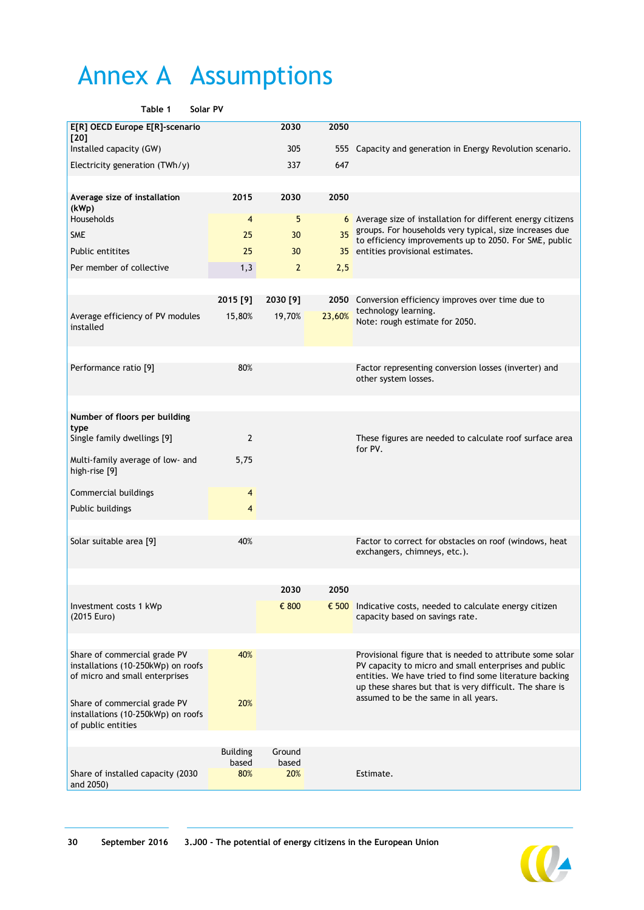# Annex A Assumptions

**Table 1 Solar PV**

| | | | | |
|---|---|---|---|---|
| **E[R] OECD Europe E[R]-scenario [20]** | | **2030** | **2050** | |
| Installed capacity (GW) | | 305 | 555 | Capacity and generation in Energy Revolution scenario. |
| Electricity generation (TWh/y) | | 337 | 647 | |
| | | | | |
| **Average size of installation (kWp)** | **2015** | **2030** | **2050** | |
| Households | 4 | 5 | 6 | Average size of installation for different energy citizens groups. For households very typical, size increases due to efficiency improvements up to 2050. For SME, public entities provisional estimates. |
| SME | 25 | 30 | 35 | |
| Public entitites | 25 | 30 | 35 | |
| Per member of collective | 1,3 | 2 | 2,5 | |
| | | | | |
| | **2015 [9]** | **2030 [9]** | **2050** | Conversion efficiency improves over time due to technology learning. Note: rough estimate for 2050. |
| Average efficiency of PV modules installed | 15,80% | 19,70% | 23,60% | |
| | | | | |
| Performance ratio [9] | 80% | | | Factor representing conversion losses (inverter) and other system losses. |
| | | | | |
| **Number of floors per building type** | | | | |
| Single family dwellings [9] | 2 | | | These figures are needed to calculate roof surface area for PV. |
| Multi-family average of low- and high-rise [9] | 5,75 | | | |
| Commercial buildings | 4 | | | |
| Public buildings | 4 | | | |
| | | | | |
| Solar suitable area [9] | 40% | | | Factor to correct for obstacles on roof (windows, heat exchangers, chimneys, etc.). |
| | | | | |
| | | **2030** | **2050** | |
| Investment costs 1 kWp (2015 Euro) | | € 800 | € 500 | Indicative costs, needed to calculate energy citizen capacity based on savings rate. |
| | | | | |
| Share of commercial grade PV installations (10-250kWp) on roofs of micro and small enterprises | 40% | | | Provisional figure that is needed to attribute some solar PV capacity to micro and small enterprises and public entities. We have tried to find some literature backing up these shares but that is very difficult. The share is assumed to be the same in all years. |
| Share of commercial grade PV installations (10-250kWp) on roofs of public entities | 20% | | | |
| | | | | |
| | Building based | Ground based | | |
| Share of installed capacity (2030 and 2050) | 80% | 20% | | Estimate. |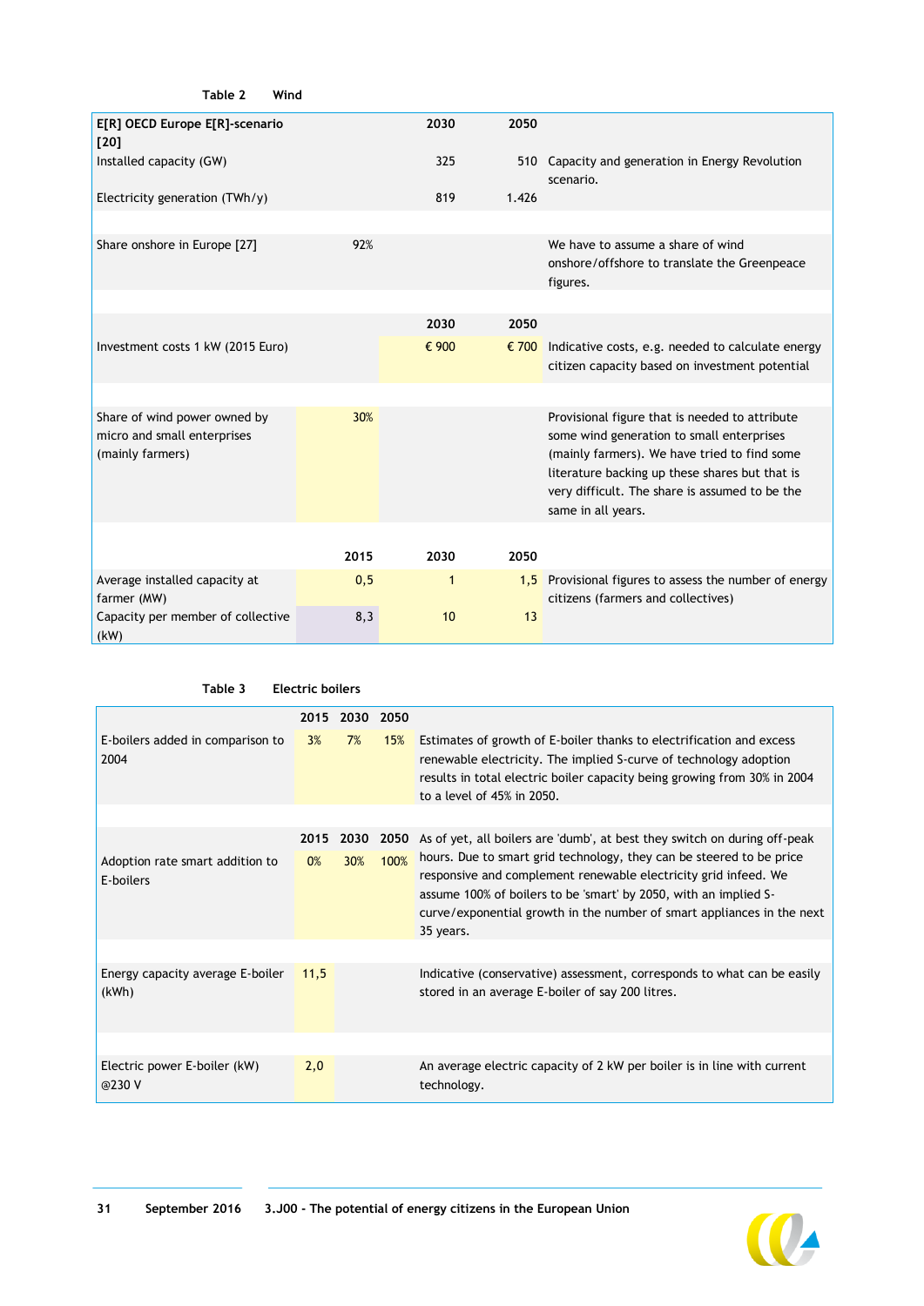Table 2 Wind

| E[R] OECD Europe E[R]-scenario [20] | | 2030 | 2050 | |
|---|---|---|---|---|
| Installed capacity (GW) | | 325 | 510 | Capacity and generation in Energy Revolution scenario. |
| Electricity generation (TWh/y) | | 819 | 1.426 | |
| | | | | |
| Share onshore in Europe [27] | 92% | | | We have to assume a share of wind onshore/offshore to translate the Greenpeace figures. |
| | | | | |
| | | 2030 | 2050 | |
| Investment costs 1 kW (2015 Euro) | | € 900 | € 700 | Indicative costs, e.g. needed to calculate energy citizen capacity based on investment potential |
| | | | | |
| Share of wind power owned by micro and small enterprises (mainly farmers) | 30% | | | Provisional figure that is needed to attribute some wind generation to small enterprises (mainly farmers). We have tried to find some literature backing up these shares but that is very difficult. The share is assumed to be the same in all years. |
| | | | | |
| | 2015 | 2030 | 2050 | |
| Average installed capacity at farmer (MW) | 0,5 | 1 | 1,5 | Provisional figures to assess the number of energy citizens (farmers and collectives) |
| Capacity per member of collective (kW) | 8,3 | 10 | 13 | |

Table 3 Electric boilers

| | 2015 | 2030 | 2050 | |
|---|---|---|---|---|
| E-boilers added in comparison to 2004 | 3% | 7% | 15% | Estimates of growth of E-boiler thanks to electrification and excess renewable electricity. The implied S-curve of technology adoption results in total electric boiler capacity being growing from 30% in 2004 to a level of 45% in 2050. |
| | | | | |
| | 2015 | 2030 | 2050 | As of yet, all boilers are 'dumb', at best they switch on during off-peak hours. Due to smart grid technology, they can be steered to be price responsive and complement renewable electricity grid infeed. We assume 100% of boilers to be 'smart' by 2050, with an implied S-curve/exponential growth in the number of smart appliances in the next 35 years. |
| Adoption rate smart addition to E-boilers | 0% | 30% | 100% | |
| | | | | |
| Energy capacity average E-boiler (kWh) | 11,5 | | | Indicative (conservative) assessment, corresponds to what can be easily stored in an average E-boiler of say 200 litres. |
| | | | | |
| Electric power E-boiler (kW) @230 V | 2,0 | | | An average electric capacity of 2 kW per boiler is in line with current technology. |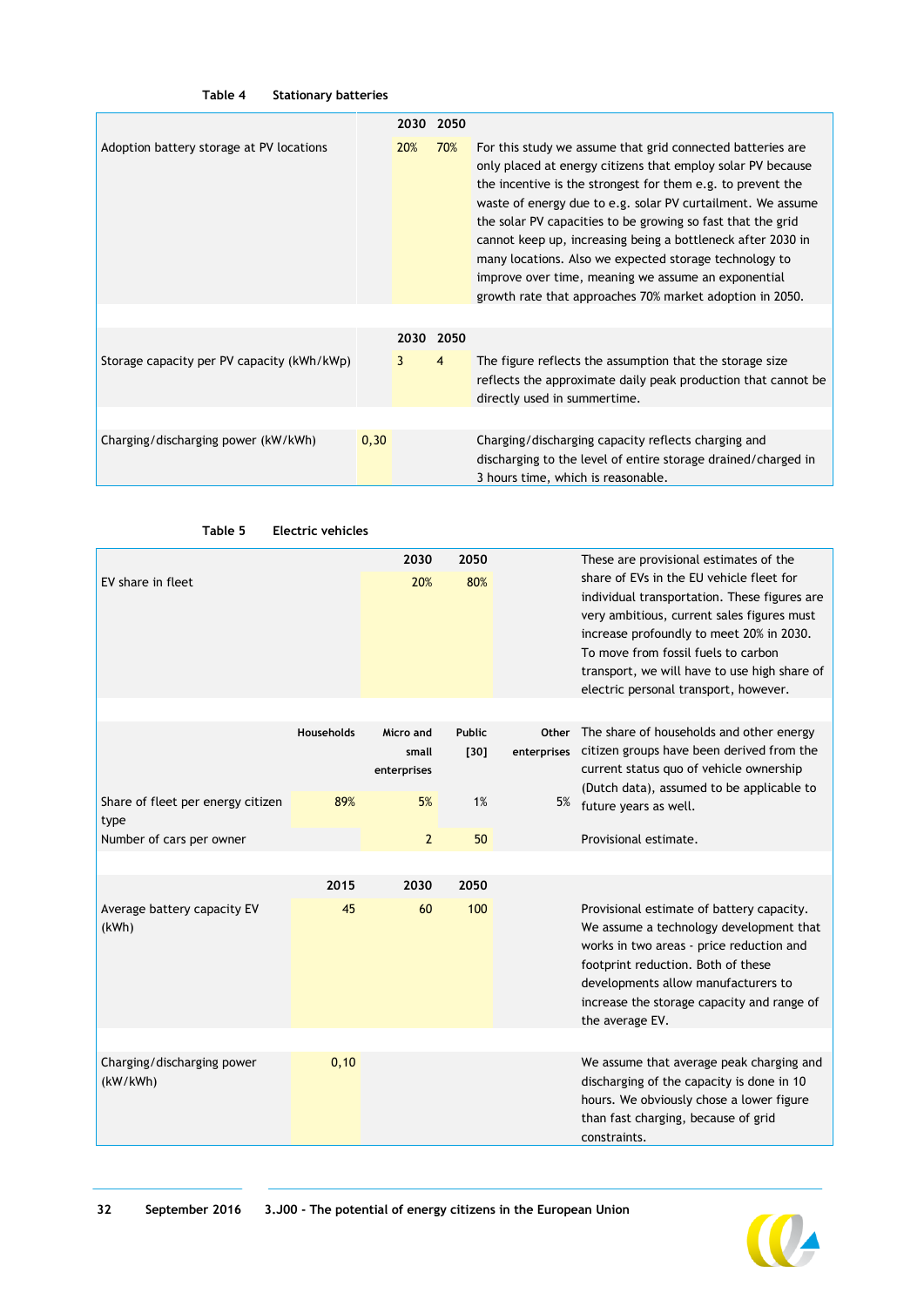Table 4 Stationary batteries

| | | 2030 | 2050 | |
|---|---|---|---|---|
| Adoption battery storage at PV locations | | 20% | 70% | For this study we assume that grid connected batteries are only placed at energy citizens that employ solar PV because the incentive is the strongest for them e.g. to prevent the waste of energy due to e.g. solar PV curtailment. We assume the solar PV capacities to be growing so fast that the grid cannot keep up, increasing being a bottleneck after 2030 in many locations. Also we expected storage technology to improve over time, meaning we assume an exponential growth rate that approaches 70% market adoption in 2050. |
| | | | | |
| | | 2030 | 2050 | |
| Storage capacity per PV capacity (kWh/kWp) | | 3 | 4 | The figure reflects the assumption that the storage size reflects the approximate daily peak production that cannot be directly used in summertime. |
| | | | | |
| Charging/discharging power (kW/kWh) | 0,30 | | | Charging/discharging capacity reflects charging and discharging to the level of entire storage drained/charged in 3 hours time, which is reasonable. |

Table 5 Electric vehicles

| | | | | | |
|---|---|---|---|---|---|
| | | 2030 | 2050 | | These are provisional estimates of the share of EVs in the EU vehicle fleet for individual transportation. These figures are very ambitious, current sales figures must increase profoundly to meet 20% in 2030. To move from fossil fuels to carbon transport, we will have to use high share of electric personal transport, however. |
| EV share in fleet | | 20% | 80% | | |
| | | | | | |
| | Households | Micro and small enterprises | Public [30] | Other enterprises | The share of households and other energy citizen groups have been derived from the current status quo of vehicle ownership (Dutch data), assumed to be applicable to future years as well. |
| Share of fleet per energy citizen type | 89% | 5% | 1% | 5% | |
| Number of cars per owner | | 2 | 50 | | Provisional estimate. |
| | | | | | |
| | 2015 | 2030 | 2050 | | |
| Average battery capacity EV (kWh) | 45 | 60 | 100 | | Provisional estimate of battery capacity. We assume a technology development that works in two areas - price reduction and footprint reduction. Both of these developments allow manufacturers to increase the storage capacity and range of the average EV. |
| | | | | | |
| Charging/discharging power (kW/kWh) | 0,10 | | | | We assume that average peak charging and discharging of the capacity is done in 10 hours. We obviously chose a lower figure than fast charging, because of grid constraints. |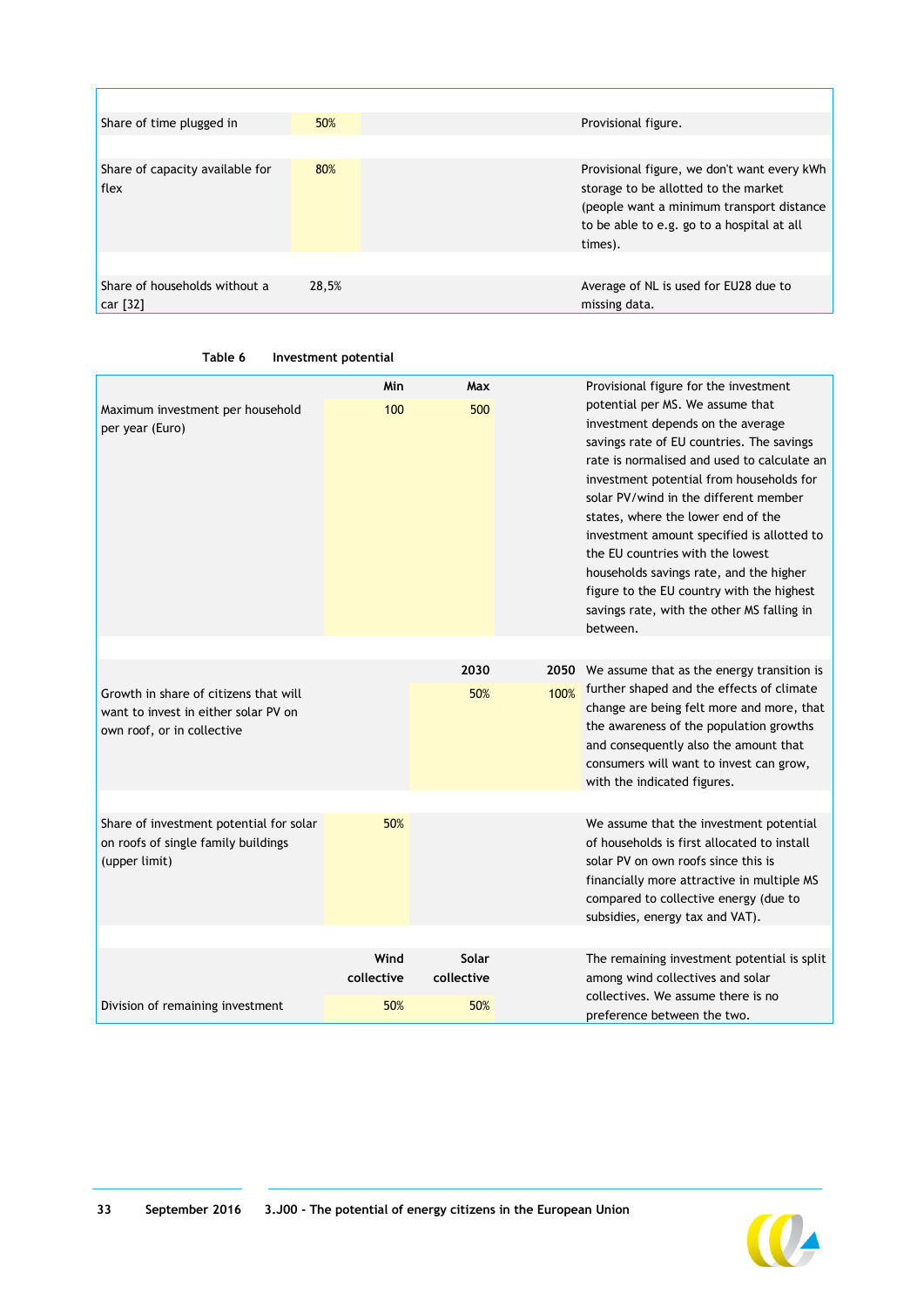| | | | |
|---|---|---|---|
| Share of time plugged in | 50% | | Provisional figure. |
| Share of capacity available for flex | 80% | | Provisional figure, we don't want every kWh storage to be allotted to the market (people want a minimum transport distance to be able to e.g. go to a hospital at all times). |
| Share of households without a car [32] | 28,5% | | Average of NL is used for EU28 due to missing data. |

**Table 6 Investment potential**

| | | | | |
|---|---|---|---|---|
| | Min | Max | | Provisional figure for the investment potential per MS. We assume that investment depends on the average savings rate of EU countries. The savings rate is normalised and used to calculate an investment potential from households for solar PV/wind in the different member states, where the lower end of the investment amount specified is allotted to the EU countries with the lowest households savings rate, and the higher figure to the EU country with the highest savings rate, with the other MS falling in between. |
| Maximum investment per household per year (Euro) | 100 | 500 | | |
| | | 2030 | 2050 | We assume that as the energy transition is further shaped and the effects of climate change are being felt more and more, that the awareness of the population growths and consequently also the amount that consumers will want to invest can grow, with the indicated figures. |
| Growth in share of citizens that will want to invest in either solar PV on own roof, or in collective | | 50% | 100% | |
| Share of investment potential for solar on roofs of single family buildings (upper limit) | 50% | | | We assume that the investment potential of households is first allocated to install solar PV on own roofs since this is financially more attractive in multiple MS compared to collective energy (due to subsidies, energy tax and VAT). |
| | Wind collective | Solar collective | | The remaining investment potential is split among wind collectives and solar collectives. We assume there is no preference between the two. |
| Division of remaining investment | 50% | 50% | | |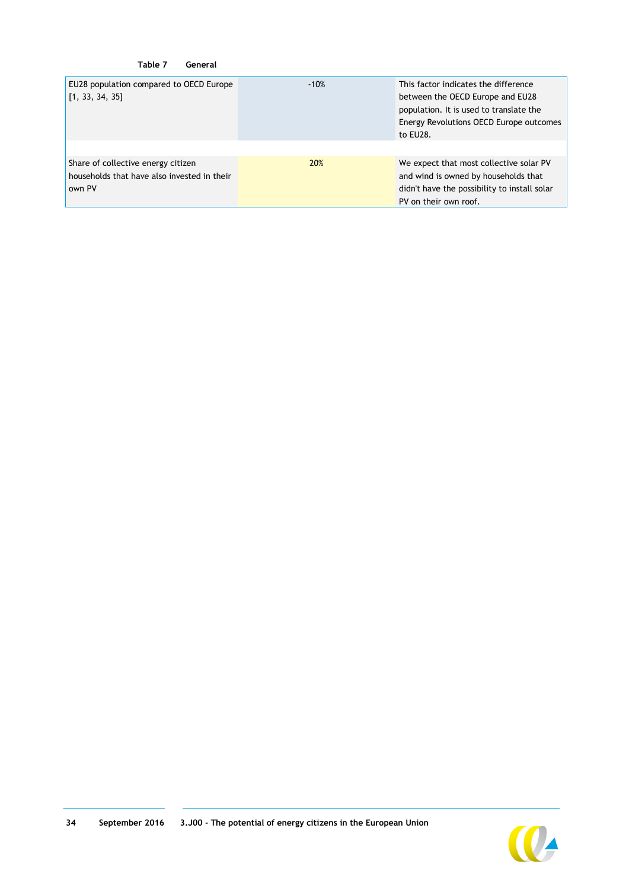Table 7 General

| | | |
|---|---|---|
| EU28 population compared to OECD Europe [1, 33, 34, 35] | -10% | This factor indicates the difference between the OECD Europe and EU28 population. It is used to translate the Energy Revolutions OECD Europe outcomes to EU28. |
| Share of collective energy citizen households that have also invested in their own PV | 20% | We expect that most collective solar PV and wind is owned by households that didn't have the possibility to install solar PV on their own roof. |